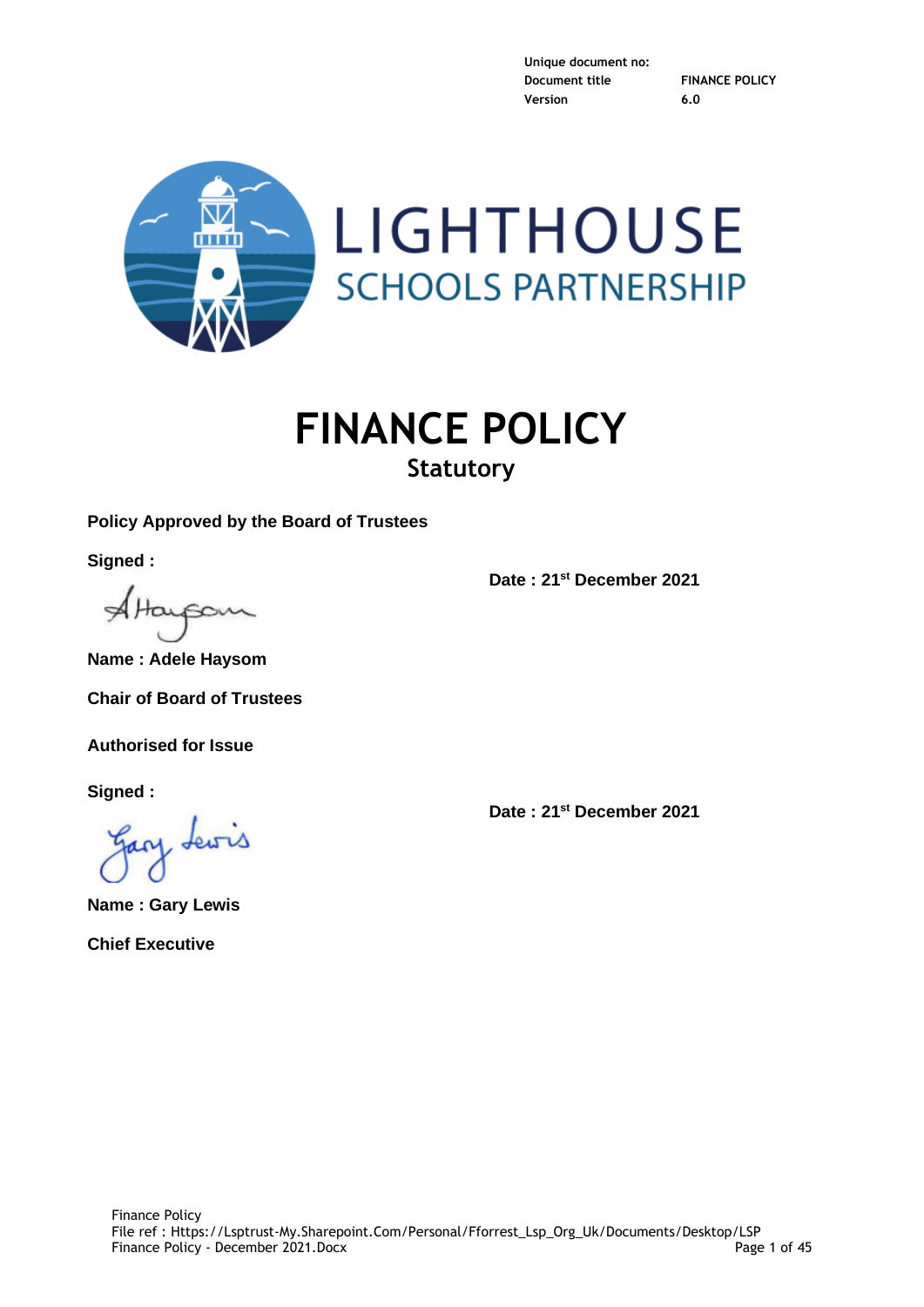| Unique document no: | |
| --- | --- |
| Document title | FINANCE POLICY |
| Version | 6.0 |

LIGHTHOUSE
SCHOOLS PARTNERSHIP

# FINANCE POLICY

## Statutory

**Policy Approved by the Board of Trustees**

**Signed :**

**Date : 21st December 2021**

**Name : Adele Haysom**

**Chair of Board of Trustees**

**Authorised for Issue**

**Signed :**

**Date : 21st December 2021**

**Name : Gary Lewis**

**Chief Executive**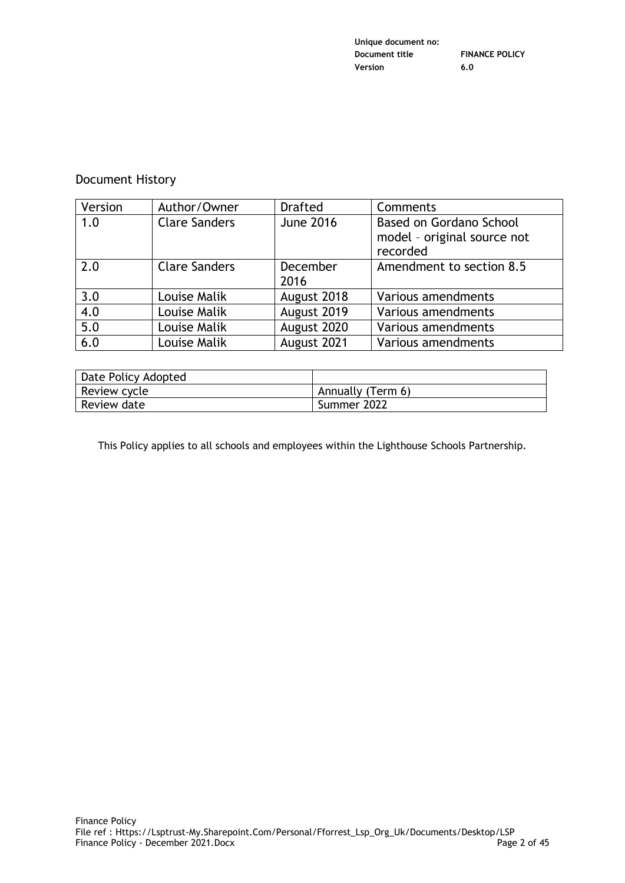## Document History

| Version | Author/Owner | Drafted | Comments |
|---|---|---|---|
| 1.0 | Clare Sanders | June 2016 | Based on Gordano School model – original source not recorded |
| 2.0 | Clare Sanders | December 2016 | Amendment to section 8.5 |
| 3.0 | Louise Malik | August 2018 | Various amendments |
| 4.0 | Louise Malik | August 2019 | Various amendments |
| 5.0 | Louise Malik | August 2020 | Various amendments |
| 6.0 | Louise Malik | August 2021 | Various amendments |

| Date Policy Adopted | |
|---|---|
| Review cycle | Annually (Term 6) |
| Review date | Summer 2022 |

This Policy applies to all schools and employees within the Lighthouse Schools Partnership.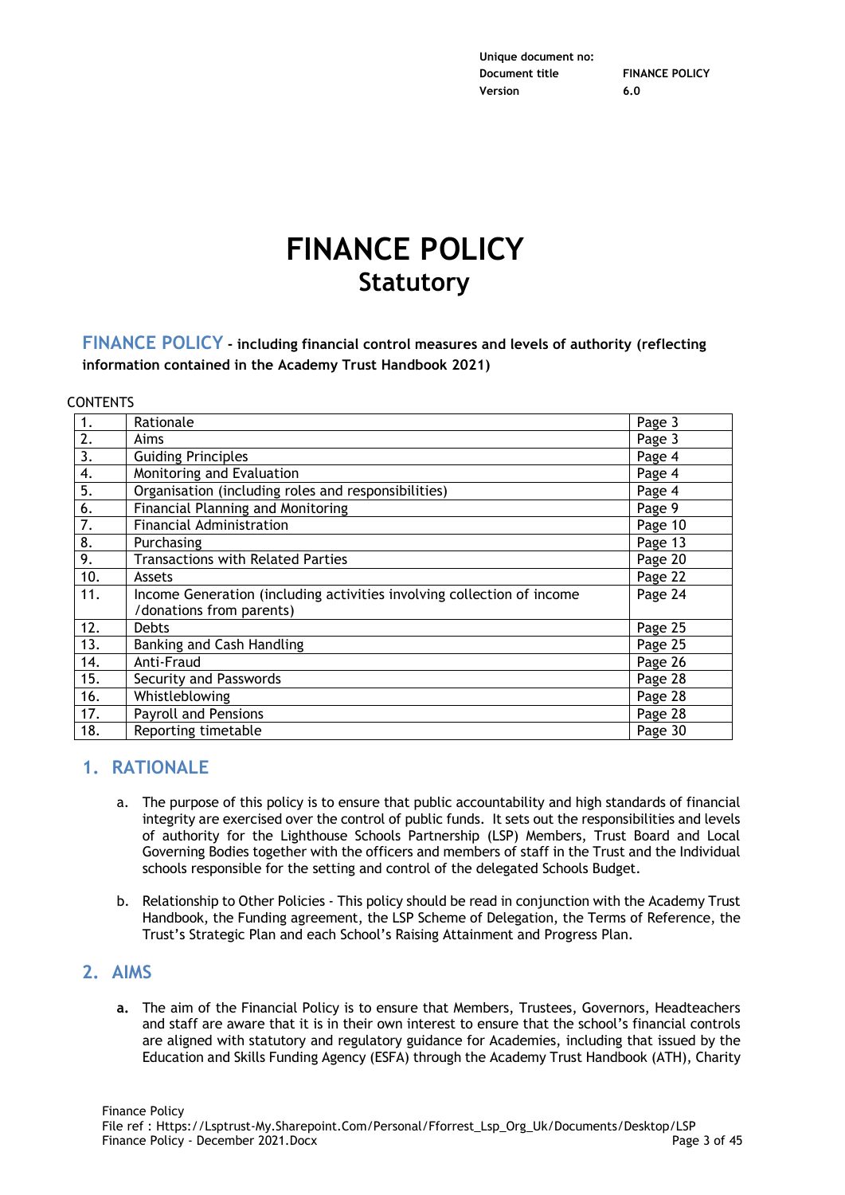Unique document no:
Document title FINANCE POLICY
Version 6.0

# FINANCE POLICY
## Statutory

**FINANCE POLICY - including financial control measures and levels of authority (reflecting information contained in the Academy Trust Handbook 2021)**

CONTENTS

| | | |
|---|---|---|
| 1. | Rationale | Page 3 |
| 2. | Aims | Page 3 |
| 3. | Guiding Principles | Page 4 |
| 4. | Monitoring and Evaluation | Page 4 |
| 5. | Organisation (including roles and responsibilities) | Page 4 |
| 6. | Financial Planning and Monitoring | Page 9 |
| 7. | Financial Administration | Page 10 |
| 8. | Purchasing | Page 13 |
| 9. | Transactions with Related Parties | Page 20 |
| 10. | Assets | Page 22 |
| 11. | Income Generation (including activities involving collection of income /donations from parents) | Page 24 |
| 12. | Debts | Page 25 |
| 13. | Banking and Cash Handling | Page 25 |
| 14. | Anti-Fraud | Page 26 |
| 15. | Security and Passwords | Page 28 |
| 16. | Whistleblowing | Page 28 |
| 17. | Payroll and Pensions | Page 28 |
| 18. | Reporting timetable | Page 30 |

## 1. RATIONALE

a. The purpose of this policy is to ensure that public accountability and high standards of financial integrity are exercised over the control of public funds. It sets out the responsibilities and levels of authority for the Lighthouse Schools Partnership (LSP) Members, Trust Board and Local Governing Bodies together with the officers and members of staff in the Trust and the Individual schools responsible for the setting and control of the delegated Schools Budget.

b. Relationship to Other Policies - This policy should be read in conjunction with the Academy Trust Handbook, the Funding agreement, the LSP Scheme of Delegation, the Terms of Reference, the Trust's Strategic Plan and each School's Raising Attainment and Progress Plan.

## 2. AIMS

**a.** The aim of the Financial Policy is to ensure that Members, Trustees, Governors, Headteachers and staff are aware that it is in their own interest to ensure that the school's financial controls are aligned with statutory and regulatory guidance for Academies, including that issued by the Education and Skills Funding Agency (ESFA) through the Academy Trust Handbook (ATH), Charity

Finance Policy
File ref : Https://Lsptrust-My.Sharepoint.Com/Personal/Fforrest_Lsp_Org_Uk/Documents/Desktop/LSP Finance Policy - December 2021.Docx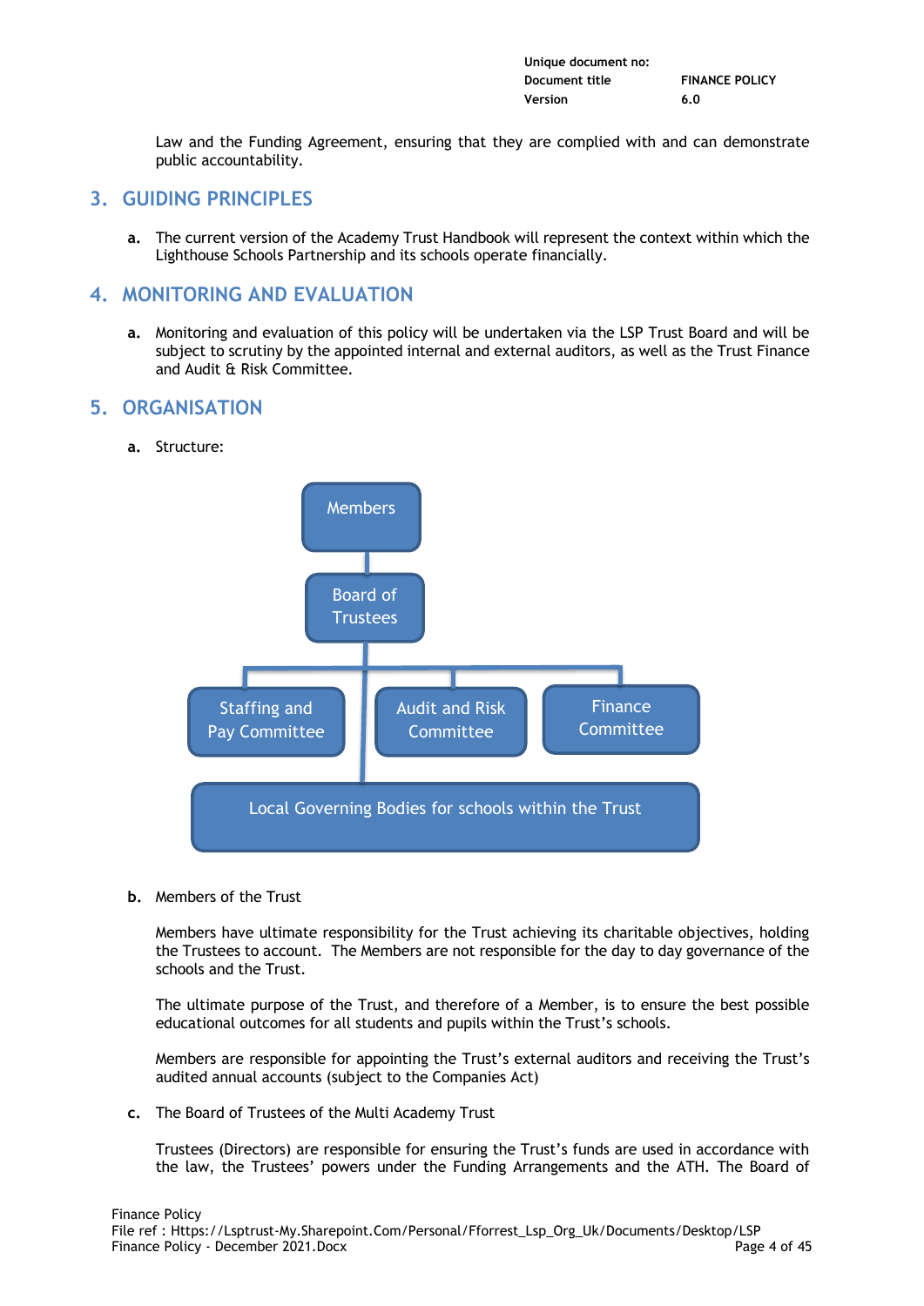Law and the Funding Agreement, ensuring that they are complied with and can demonstrate public accountability.

## 3. GUIDING PRINCIPLES

**a.** The current version of the Academy Trust Handbook will represent the context within which the Lighthouse Schools Partnership and its schools operate financially.

## 4. MONITORING AND EVALUATION

**a.** Monitoring and evaluation of this policy will be undertaken via the LSP Trust Board and will be subject to scrutiny by the appointed internal and external auditors, as well as the Trust Finance and Audit & Risk Committee.

## 5. ORGANISATION

**a.** Structure:

Members
Board of Trustees
Staffing and Pay Committee | Audit and Risk Committee | Finance Committee
Local Governing Bodies for schools within the Trust

**b.** Members of the Trust

Members have ultimate responsibility for the Trust achieving its charitable objectives, holding the Trustees to account. The Members are not responsible for the day to day governance of the schools and the Trust.

The ultimate purpose of the Trust, and therefore of a Member, is to ensure the best possible educational outcomes for all students and pupils within the Trust's schools.

Members are responsible for appointing the Trust's external auditors and receiving the Trust's audited annual accounts (subject to the Companies Act)

**c.** The Board of Trustees of the Multi Academy Trust

Trustees (Directors) are responsible for ensuring the Trust's funds are used in accordance with the law, the Trustees' powers under the Funding Arrangements and the ATH. The Board of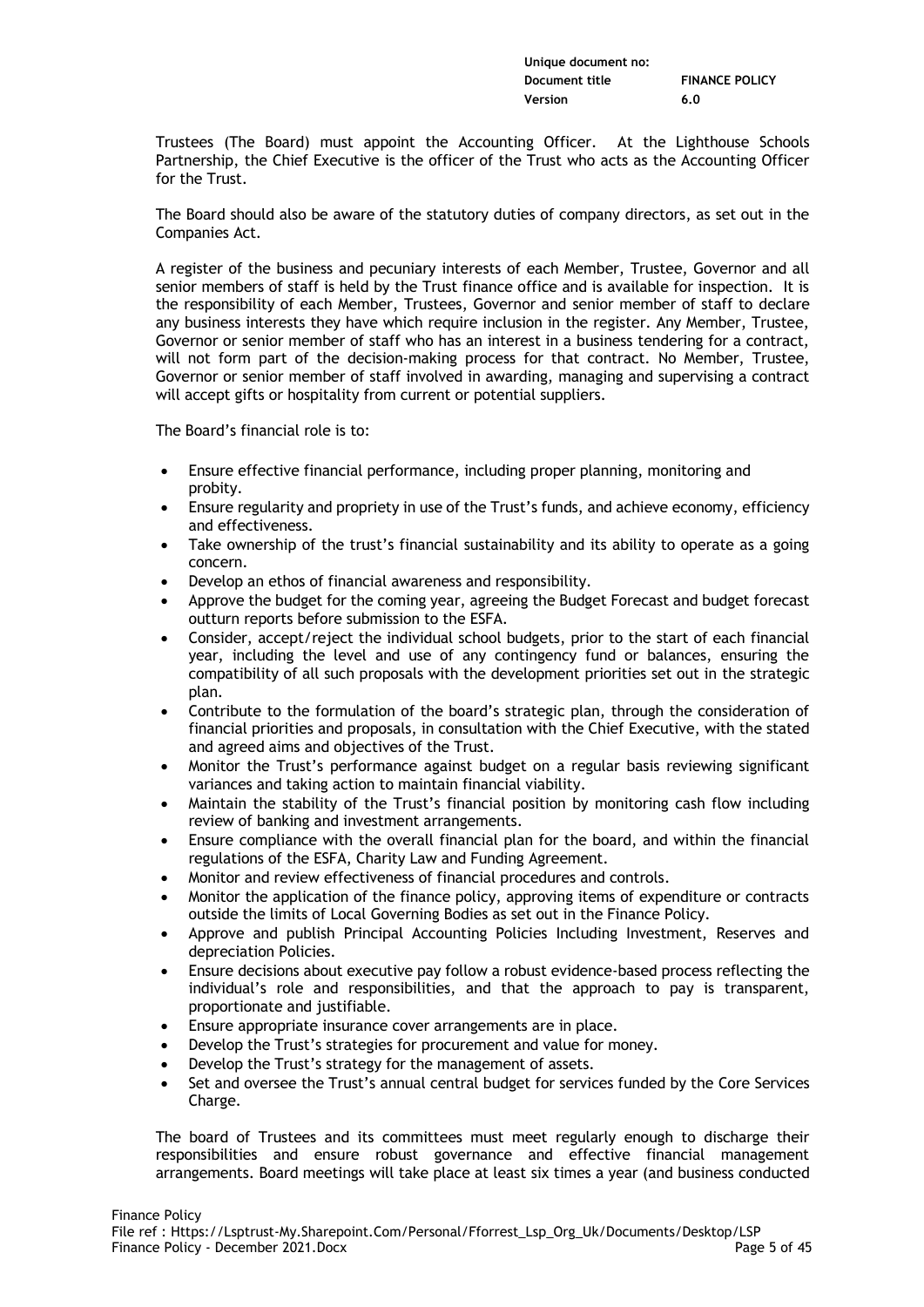Trustees (The Board) must appoint the Accounting Officer. At the Lighthouse Schools Partnership, the Chief Executive is the officer of the Trust who acts as the Accounting Officer for the Trust.

The Board should also be aware of the statutory duties of company directors, as set out in the Companies Act.

A register of the business and pecuniary interests of each Member, Trustee, Governor and all senior members of staff is held by the Trust finance office and is available for inspection. It is the responsibility of each Member, Trustees, Governor and senior member of staff to declare any business interests they have which require inclusion in the register. Any Member, Trustee, Governor or senior member of staff who has an interest in a business tendering for a contract, will not form part of the decision-making process for that contract. No Member, Trustee, Governor or senior member of staff involved in awarding, managing and supervising a contract will accept gifts or hospitality from current or potential suppliers.

The Board's financial role is to:

- Ensure effective financial performance, including proper planning, monitoring and probity.
- Ensure regularity and propriety in use of the Trust's funds, and achieve economy, efficiency and effectiveness.
- Take ownership of the trust's financial sustainability and its ability to operate as a going concern.
- Develop an ethos of financial awareness and responsibility.
- Approve the budget for the coming year, agreeing the Budget Forecast and budget forecast outturn reports before submission to the ESFA.
- Consider, accept/reject the individual school budgets, prior to the start of each financial year, including the level and use of any contingency fund or balances, ensuring the compatibility of all such proposals with the development priorities set out in the strategic plan.
- Contribute to the formulation of the board's strategic plan, through the consideration of financial priorities and proposals, in consultation with the Chief Executive, with the stated and agreed aims and objectives of the Trust.
- Monitor the Trust's performance against budget on a regular basis reviewing significant variances and taking action to maintain financial viability.
- Maintain the stability of the Trust's financial position by monitoring cash flow including review of banking and investment arrangements.
- Ensure compliance with the overall financial plan for the board, and within the financial regulations of the ESFA, Charity Law and Funding Agreement.
- Monitor and review effectiveness of financial procedures and controls.
- Monitor the application of the finance policy, approving items of expenditure or contracts outside the limits of Local Governing Bodies as set out in the Finance Policy.
- Approve and publish Principal Accounting Policies Including Investment, Reserves and depreciation Policies.
- Ensure decisions about executive pay follow a robust evidence-based process reflecting the individual's role and responsibilities, and that the approach to pay is transparent, proportionate and justifiable.
- Ensure appropriate insurance cover arrangements are in place.
- Develop the Trust's strategies for procurement and value for money.
- Develop the Trust's strategy for the management of assets.
- Set and oversee the Trust's annual central budget for services funded by the Core Services Charge.

The board of Trustees and its committees must meet regularly enough to discharge their responsibilities and ensure robust governance and effective financial management arrangements. Board meetings will take place at least six times a year (and business conducted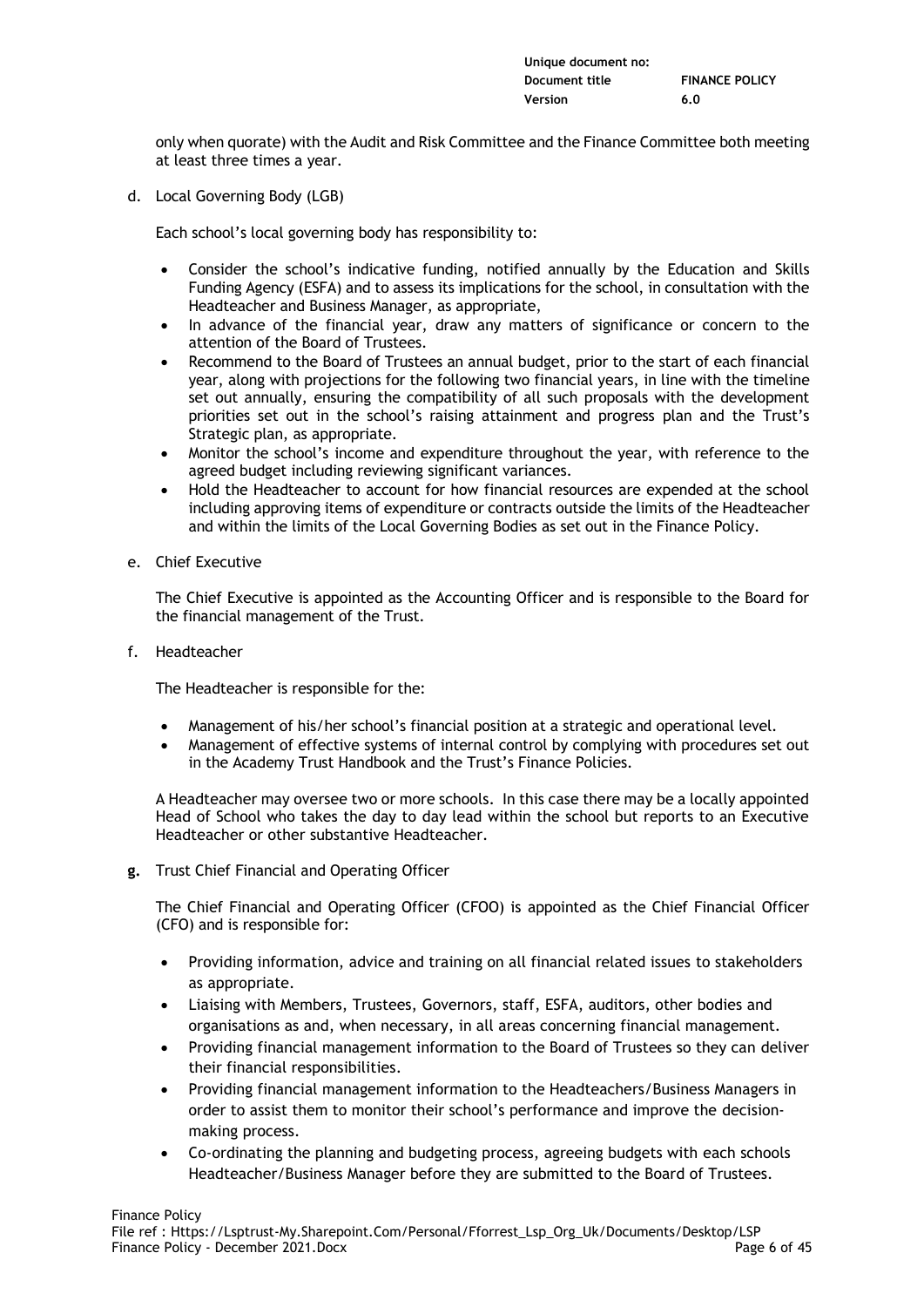only when quorate) with the Audit and Risk Committee and the Finance Committee both meeting at least three times a year.

d. Local Governing Body (LGB)

Each school's local governing body has responsibility to:

- Consider the school's indicative funding, notified annually by the Education and Skills Funding Agency (ESFA) and to assess its implications for the school, in consultation with the Headteacher and Business Manager, as appropriate,
- In advance of the financial year, draw any matters of significance or concern to the attention of the Board of Trustees.
- Recommend to the Board of Trustees an annual budget, prior to the start of each financial year, along with projections for the following two financial years, in line with the timeline set out annually, ensuring the compatibility of all such proposals with the development priorities set out in the school's raising attainment and progress plan and the Trust's Strategic plan, as appropriate.
- Monitor the school's income and expenditure throughout the year, with reference to the agreed budget including reviewing significant variances.
- Hold the Headteacher to account for how financial resources are expended at the school including approving items of expenditure or contracts outside the limits of the Headteacher and within the limits of the Local Governing Bodies as set out in the Finance Policy.

e. Chief Executive

The Chief Executive is appointed as the Accounting Officer and is responsible to the Board for the financial management of the Trust.

f. Headteacher

The Headteacher is responsible for the:

- Management of his/her school's financial position at a strategic and operational level.
- Management of effective systems of internal control by complying with procedures set out in the Academy Trust Handbook and the Trust's Finance Policies.

A Headteacher may oversee two or more schools. In this case there may be a locally appointed Head of School who takes the day to day lead within the school but reports to an Executive Headteacher or other substantive Headteacher.

**g.** Trust Chief Financial and Operating Officer

The Chief Financial and Operating Officer (CFOO) is appointed as the Chief Financial Officer (CFO) and is responsible for:

- Providing information, advice and training on all financial related issues to stakeholders as appropriate.
- Liaising with Members, Trustees, Governors, staff, ESFA, auditors, other bodies and organisations as and, when necessary, in all areas concerning financial management.
- Providing financial management information to the Board of Trustees so they can deliver their financial responsibilities.
- Providing financial management information to the Headteachers/Business Managers in order to assist them to monitor their school's performance and improve the decision-making process.
- Co-ordinating the planning and budgeting process, agreeing budgets with each schools Headteacher/Business Manager before they are submitted to the Board of Trustees.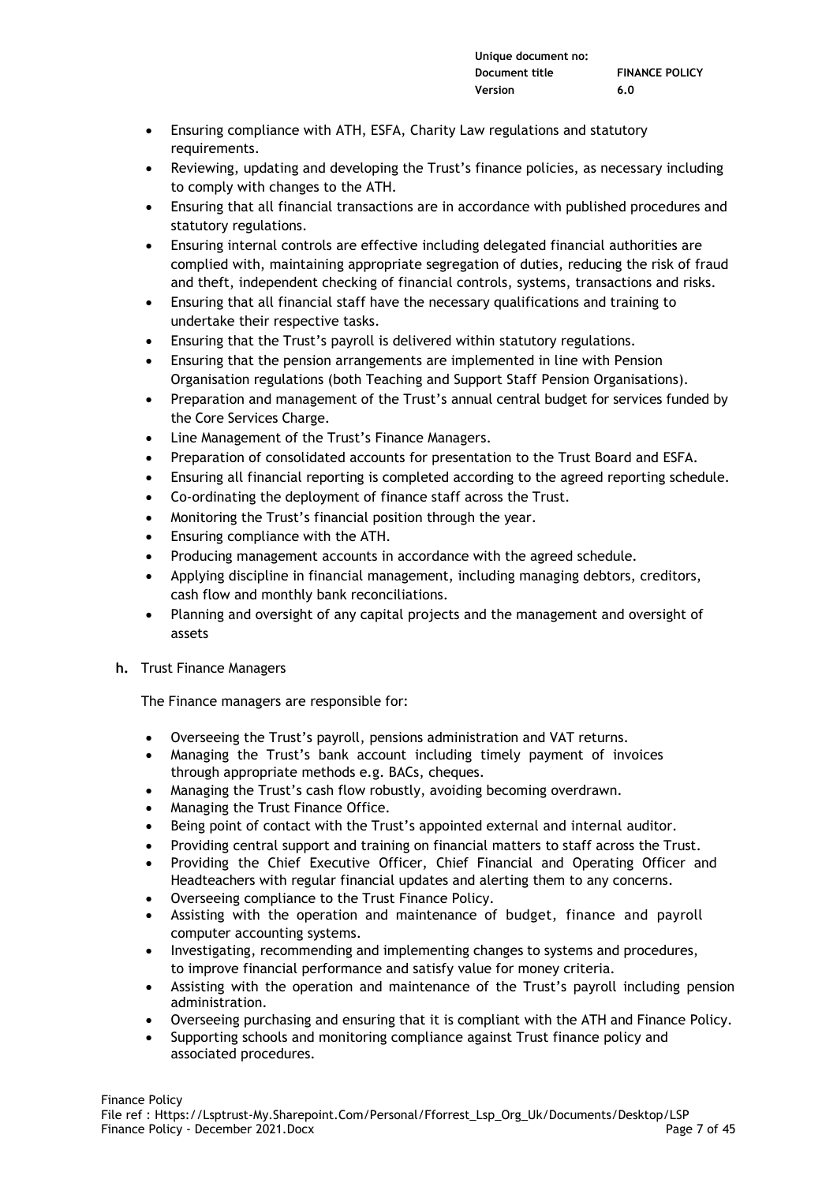- Ensuring compliance with ATH, ESFA, Charity Law regulations and statutory requirements.
- Reviewing, updating and developing the Trust's finance policies, as necessary including to comply with changes to the ATH.
- Ensuring that all financial transactions are in accordance with published procedures and statutory regulations.
- Ensuring internal controls are effective including delegated financial authorities are complied with, maintaining appropriate segregation of duties, reducing the risk of fraud and theft, independent checking of financial controls, systems, transactions and risks.
- Ensuring that all financial staff have the necessary qualifications and training to undertake their respective tasks.
- Ensuring that the Trust's payroll is delivered within statutory regulations.
- Ensuring that the pension arrangements are implemented in line with Pension Organisation regulations (both Teaching and Support Staff Pension Organisations).
- Preparation and management of the Trust's annual central budget for services funded by the Core Services Charge.
- Line Management of the Trust's Finance Managers.
- Preparation of consolidated accounts for presentation to the Trust Board and ESFA.
- Ensuring all financial reporting is completed according to the agreed reporting schedule.
- Co-ordinating the deployment of finance staff across the Trust.
- Monitoring the Trust's financial position through the year.
- Ensuring compliance with the ATH.
- Producing management accounts in accordance with the agreed schedule.
- Applying discipline in financial management, including managing debtors, creditors, cash flow and monthly bank reconciliations.
- Planning and oversight of any capital projects and the management and oversight of assets

**h.** Trust Finance Managers

The Finance managers are responsible for:

- Overseeing the Trust's payroll, pensions administration and VAT returns.
- Managing the Trust's bank account including timely payment of invoices through appropriate methods e.g. BACs, cheques.
- Managing the Trust's cash flow robustly, avoiding becoming overdrawn.
- Managing the Trust Finance Office.
- Being point of contact with the Trust's appointed external and internal auditor.
- Providing central support and training on financial matters to staff across the Trust.
- Providing the Chief Executive Officer, Chief Financial and Operating Officer and Headteachers with regular financial updates and alerting them to any concerns.
- Overseeing compliance to the Trust Finance Policy.
- Assisting with the operation and maintenance of budget, finance and payroll computer accounting systems.
- Investigating, recommending and implementing changes to systems and procedures, to improve financial performance and satisfy value for money criteria.
- Assisting with the operation and maintenance of the Trust's payroll including pension administration.
- Overseeing purchasing and ensuring that it is compliant with the ATH and Finance Policy.
- Supporting schools and monitoring compliance against Trust finance policy and associated procedures.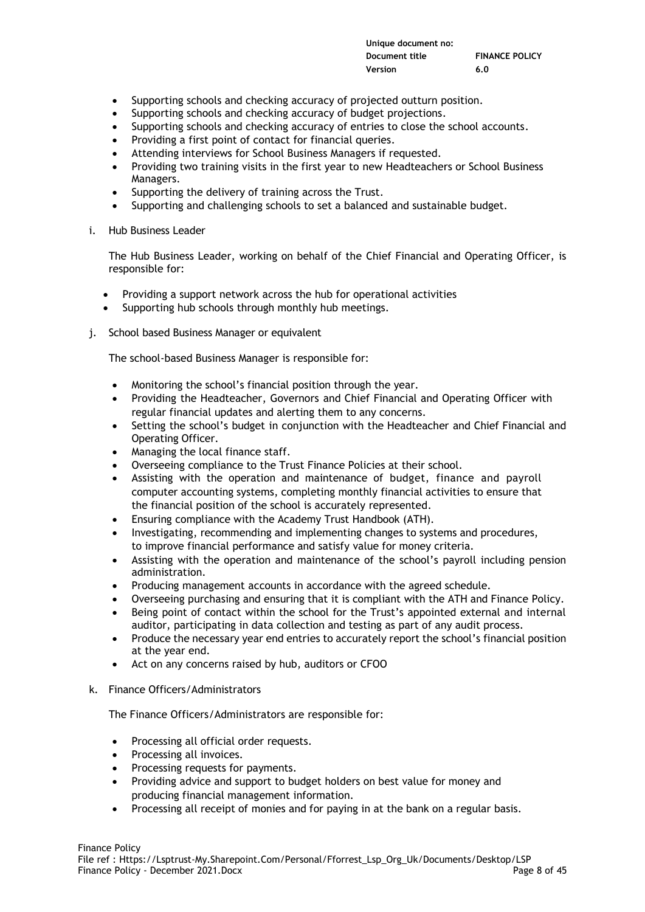- Supporting schools and checking accuracy of projected outturn position.
- Supporting schools and checking accuracy of budget projections.
- Supporting schools and checking accuracy of entries to close the school accounts.
- Providing a first point of contact for financial queries.
- Attending interviews for School Business Managers if requested.
- Providing two training visits in the first year to new Headteachers or School Business Managers.
- Supporting the delivery of training across the Trust.
- Supporting and challenging schools to set a balanced and sustainable budget.

i. Hub Business Leader

The Hub Business Leader, working on behalf of the Chief Financial and Operating Officer, is responsible for:

- Providing a support network across the hub for operational activities
- Supporting hub schools through monthly hub meetings.

j. School based Business Manager or equivalent

The school-based Business Manager is responsible for:

- Monitoring the school's financial position through the year.
- Providing the Headteacher, Governors and Chief Financial and Operating Officer with regular financial updates and alerting them to any concerns.
- Setting the school's budget in conjunction with the Headteacher and Chief Financial and Operating Officer.
- Managing the local finance staff.
- Overseeing compliance to the Trust Finance Policies at their school.
- Assisting with the operation and maintenance of budget, finance and payroll computer accounting systems, completing monthly financial activities to ensure that the financial position of the school is accurately represented.
- Ensuring compliance with the Academy Trust Handbook (ATH).
- Investigating, recommending and implementing changes to systems and procedures, to improve financial performance and satisfy value for money criteria.
- Assisting with the operation and maintenance of the school's payroll including pension administration.
- Producing management accounts in accordance with the agreed schedule.
- Overseeing purchasing and ensuring that it is compliant with the ATH and Finance Policy.
- Being point of contact within the school for the Trust's appointed external and internal auditor, participating in data collection and testing as part of any audit process.
- Produce the necessary year end entries to accurately report the school's financial position at the year end.
- Act on any concerns raised by hub, auditors or CFOO

k. Finance Officers/Administrators

The Finance Officers/Administrators are responsible for:

- Processing all official order requests.
- Processing all invoices.
- Processing requests for payments.
- Providing advice and support to budget holders on best value for money and producing financial management information.
- Processing all receipt of monies and for paying in at the bank on a regular basis.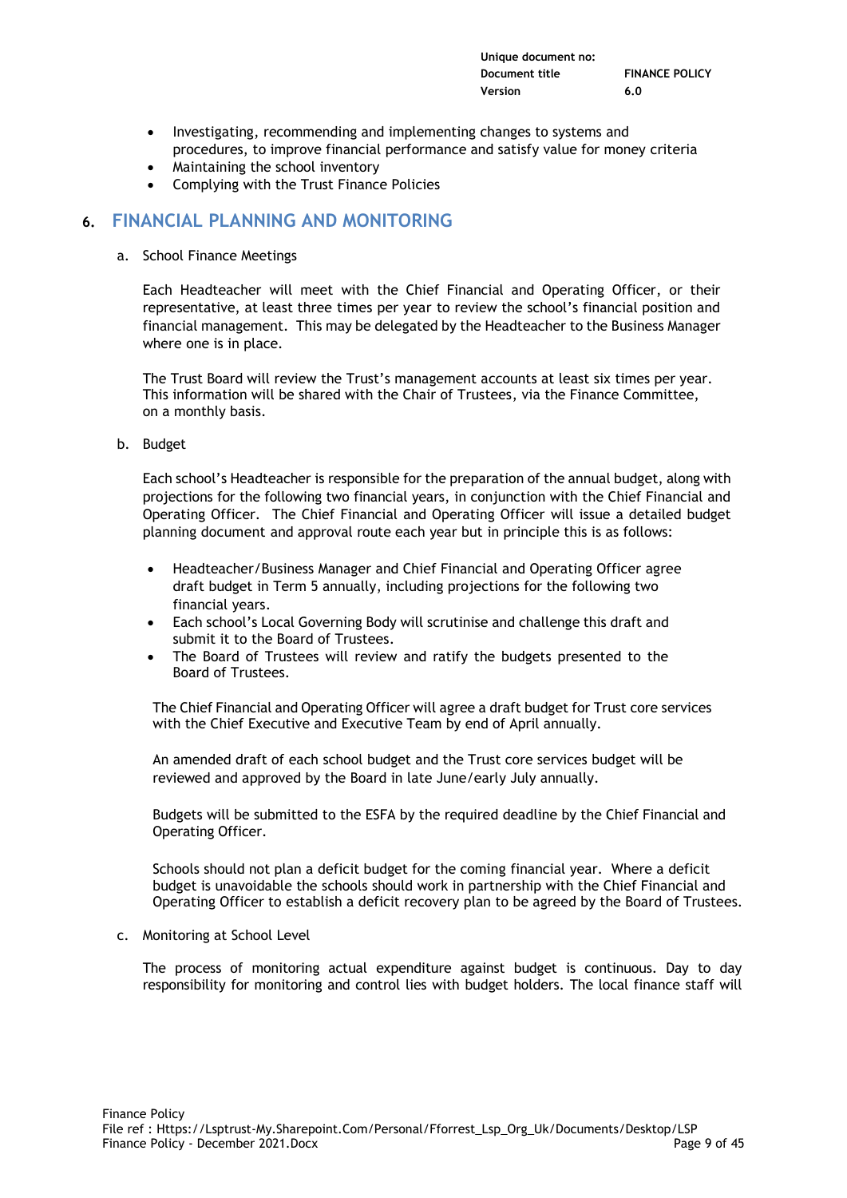- Investigating, recommending and implementing changes to systems and procedures, to improve financial performance and satisfy value for money criteria
- Maintaining the school inventory
- Complying with the Trust Finance Policies

## 6. FINANCIAL PLANNING AND MONITORING

a. School Finance Meetings

Each Headteacher will meet with the Chief Financial and Operating Officer, or their representative, at least three times per year to review the school's financial position and financial management. This may be delegated by the Headteacher to the Business Manager where one is in place.

The Trust Board will review the Trust's management accounts at least six times per year. This information will be shared with the Chair of Trustees, via the Finance Committee, on a monthly basis.

b. Budget

Each school's Headteacher is responsible for the preparation of the annual budget, along with projections for the following two financial years, in conjunction with the Chief Financial and Operating Officer. The Chief Financial and Operating Officer will issue a detailed budget planning document and approval route each year but in principle this is as follows:

- Headteacher/Business Manager and Chief Financial and Operating Officer agree draft budget in Term 5 annually, including projections for the following two financial years.
- Each school's Local Governing Body will scrutinise and challenge this draft and submit it to the Board of Trustees.
- The Board of Trustees will review and ratify the budgets presented to the Board of Trustees.

The Chief Financial and Operating Officer will agree a draft budget for Trust core services with the Chief Executive and Executive Team by end of April annually.

An amended draft of each school budget and the Trust core services budget will be reviewed and approved by the Board in late June/early July annually.

Budgets will be submitted to the ESFA by the required deadline by the Chief Financial and Operating Officer.

Schools should not plan a deficit budget for the coming financial year. Where a deficit budget is unavoidable the schools should work in partnership with the Chief Financial and Operating Officer to establish a deficit recovery plan to be agreed by the Board of Trustees.

c. Monitoring at School Level

The process of monitoring actual expenditure against budget is continuous. Day to day responsibility for monitoring and control lies with budget holders. The local finance staff will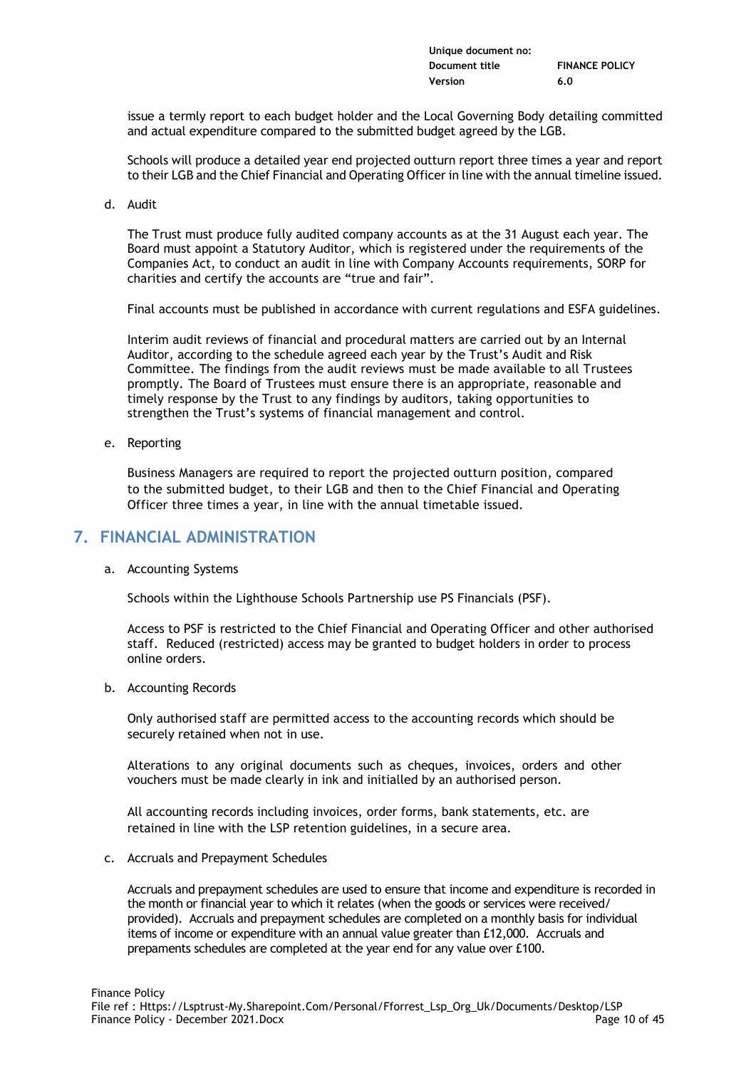issue a termly report to each budget holder and the Local Governing Body detailing committed and actual expenditure compared to the submitted budget agreed by the LGB.

Schools will produce a detailed year end projected outturn report three times a year and report to their LGB and the Chief Financial and Operating Officer in line with the annual timeline issued.

d. Audit

The Trust must produce fully audited company accounts as at the 31 August each year. The Board must appoint a Statutory Auditor, which is registered under the requirements of the Companies Act, to conduct an audit in line with Company Accounts requirements, SORP for charities and certify the accounts are "true and fair".

Final accounts must be published in accordance with current regulations and ESFA guidelines.

Interim audit reviews of financial and procedural matters are carried out by an Internal Auditor, according to the schedule agreed each year by the Trust's Audit and Risk Committee. The findings from the audit reviews must be made available to all Trustees promptly. The Board of Trustees must ensure there is an appropriate, reasonable and timely response by the Trust to any findings by auditors, taking opportunities to strengthen the Trust's systems of financial management and control.

e. Reporting

Business Managers are required to report the projected outturn position, compared to the submitted budget, to their LGB and then to the Chief Financial and Operating Officer three times a year, in line with the annual timetable issued.

## 7. FINANCIAL ADMINISTRATION

a. Accounting Systems

Schools within the Lighthouse Schools Partnership use PS Financials (PSF).

Access to PSF is restricted to the Chief Financial and Operating Officer and other authorised staff. Reduced (restricted) access may be granted to budget holders in order to process online orders.

b. Accounting Records

Only authorised staff are permitted access to the accounting records which should be securely retained when not in use.

Alterations to any original documents such as cheques, invoices, orders and other vouchers must be made clearly in ink and initialled by an authorised person.

All accounting records including invoices, order forms, bank statements, etc. are retained in line with the LSP retention guidelines, in a secure area.

c. Accruals and Prepayment Schedules

Accruals and prepayment schedules are used to ensure that income and expenditure is recorded in the month or financial year to which it relates (when the goods or services were received/ provided). Accruals and prepayment schedules are completed on a monthly basis for individual items of income or expenditure with an annual value greater than £12,000. Accruals and prepaments schedules are completed at the year end for any value over £100.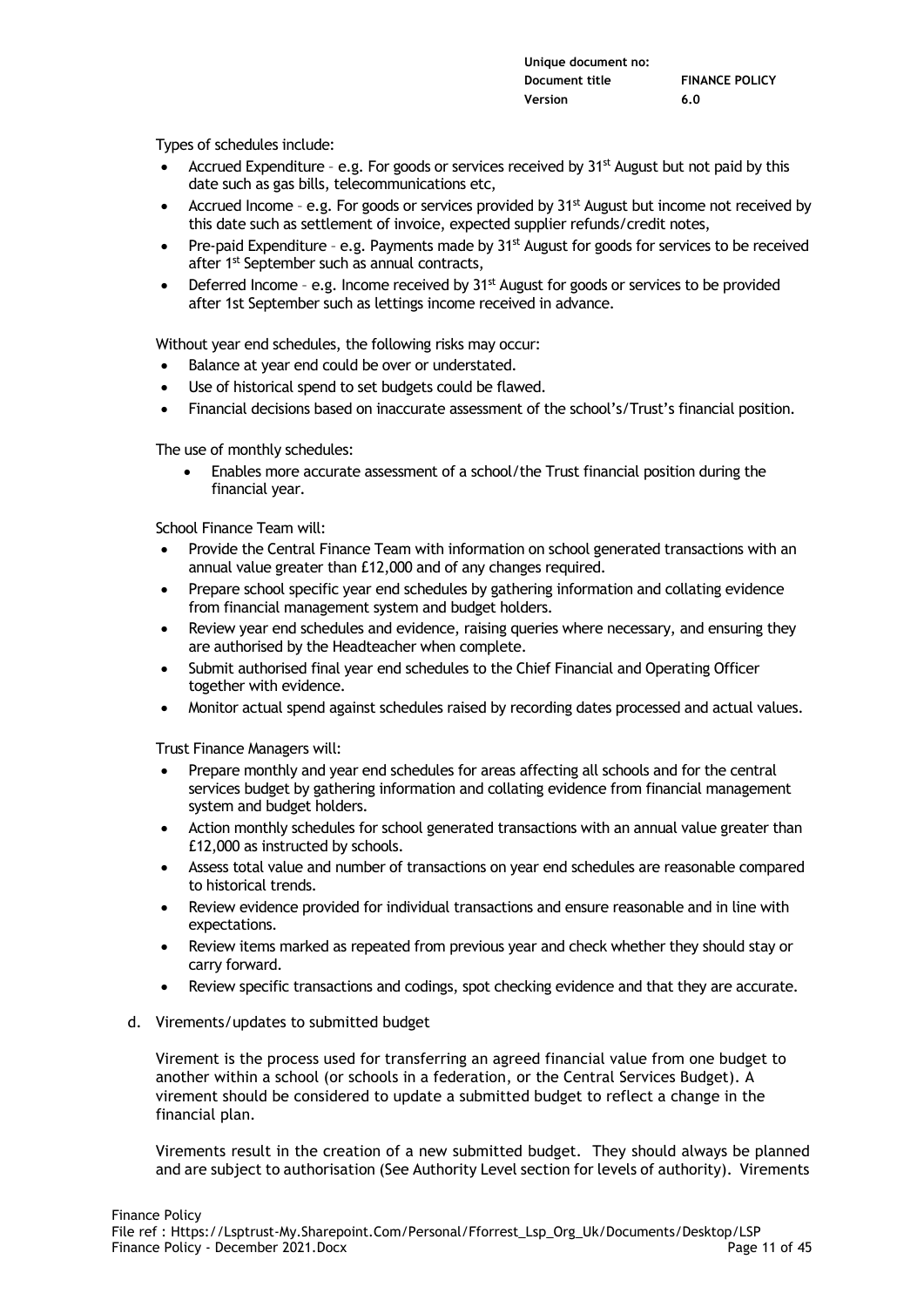Types of schedules include:

- Accrued Expenditure – e.g. For goods or services received by 31st August but not paid by this date such as gas bills, telecommunications etc,
- Accrued Income – e.g. For goods or services provided by 31st August but income not received by this date such as settlement of invoice, expected supplier refunds/credit notes,
- Pre-paid Expenditure – e.g. Payments made by 31st August for goods for services to be received after 1st September such as annual contracts,
- Deferred Income – e.g. Income received by 31st August for goods or services to be provided after 1st September such as lettings income received in advance.

Without year end schedules, the following risks may occur:

- Balance at year end could be over or understated.
- Use of historical spend to set budgets could be flawed.
- Financial decisions based on inaccurate assessment of the school's/Trust's financial position.

The use of monthly schedules:

- Enables more accurate assessment of a school/the Trust financial position during the financial year.

School Finance Team will:

- Provide the Central Finance Team with information on school generated transactions with an annual value greater than £12,000 and of any changes required.
- Prepare school specific year end schedules by gathering information and collating evidence from financial management system and budget holders.
- Review year end schedules and evidence, raising queries where necessary, and ensuring they are authorised by the Headteacher when complete.
- Submit authorised final year end schedules to the Chief Financial and Operating Officer together with evidence.
- Monitor actual spend against schedules raised by recording dates processed and actual values.

Trust Finance Managers will:

- Prepare monthly and year end schedules for areas affecting all schools and for the central services budget by gathering information and collating evidence from financial management system and budget holders.
- Action monthly schedules for school generated transactions with an annual value greater than £12,000 as instructed by schools.
- Assess total value and number of transactions on year end schedules are reasonable compared to historical trends.
- Review evidence provided for individual transactions and ensure reasonable and in line with expectations.
- Review items marked as repeated from previous year and check whether they should stay or carry forward.
- Review specific transactions and codings, spot checking evidence and that they are accurate.

d. Virements/updates to submitted budget

Virement is the process used for transferring an agreed financial value from one budget to another within a school (or schools in a federation, or the Central Services Budget). A virement should be considered to update a submitted budget to reflect a change in the financial plan.

Virements result in the creation of a new submitted budget. They should always be planned and are subject to authorisation (See Authority Level section for levels of authority). Virements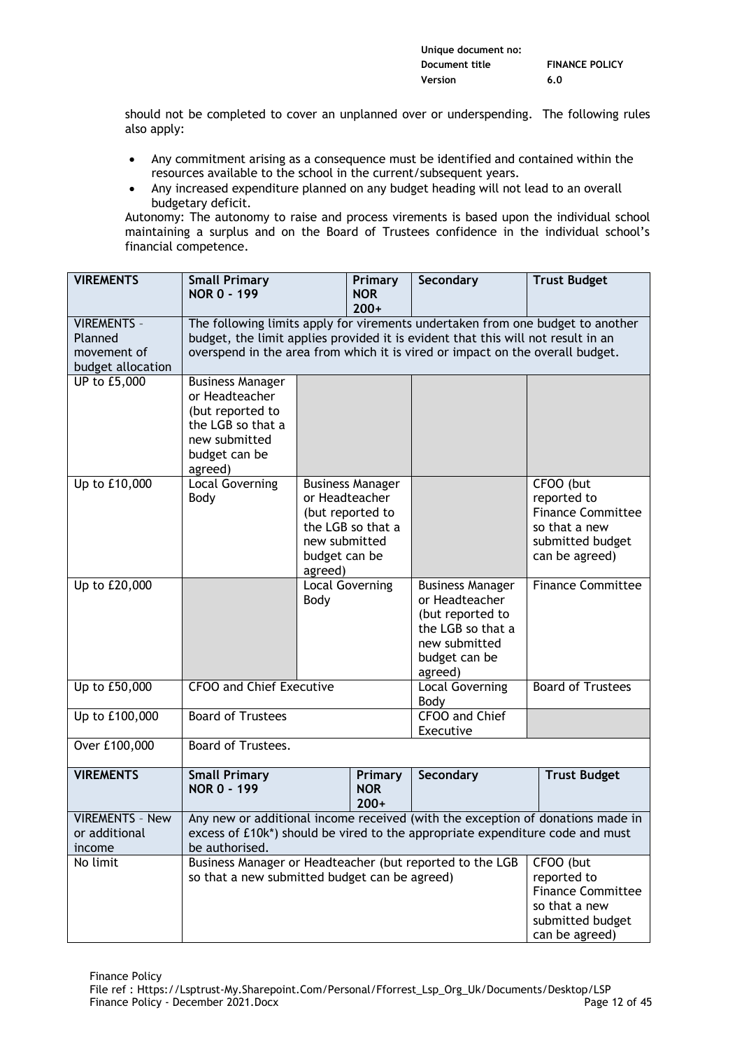should not be completed to cover an unplanned over or underspending. The following rules also apply:

- Any commitment arising as a consequence must be identified and contained within the resources available to the school in the current/subsequent years.
- Any increased expenditure planned on any budget heading will not lead to an overall budgetary deficit.

Autonomy: The autonomy to raise and process virements is based upon the individual school maintaining a surplus and on the Board of Trustees confidence in the individual school's financial competence.

| VIREMENTS | Small Primary NOR 0 - 199 | Primary NOR 200+ | Secondary | Trust Budget |
|---|---|---|---|---|
| VIREMENTS – Planned movement of budget allocation | The following limits apply for virements undertaken from one budget to another budget, the limit applies provided it is evident that this will not result in an overspend in the area from which it is vired or impact on the overall budget. | | | |
| UP to £5,000 | Business Manager or Headteacher (but reported to the LGB so that a new submitted budget can be agreed) | | | |
| Up to £10,000 | Local Governing Body | Business Manager or Headteacher (but reported to the LGB so that a new submitted budget can be agreed) | | CFOO (but reported to Finance Committee so that a new submitted budget can be agreed) |
| Up to £20,000 | | Local Governing Body | Business Manager or Headteacher (but reported to the LGB so that a new submitted budget can be agreed) | Finance Committee |
| Up to £50,000 | CFOO and Chief Executive | | Local Governing Body | Board of Trustees |
| Up to £100,000 | Board of Trustees | | CFOO and Chief Executive | |
| Over £100,000 | Board of Trustees. | | | |

| VIREMENTS | Small Primary NOR 0 - 199 | Primary NOR 200+ | Secondary | Trust Budget |
|---|---|---|---|---|
| VIREMENTS – New or additional income | Any new or additional income received (with the exception of donations made in excess of £10k*) should be vired to the appropriate expenditure code and must be authorised. | | | |
| No limit | Business Manager or Headteacher (but reported to the LGB so that a new submitted budget can be agreed) | | | CFOO (but reported to Finance Committee so that a new submitted budget can be agreed) |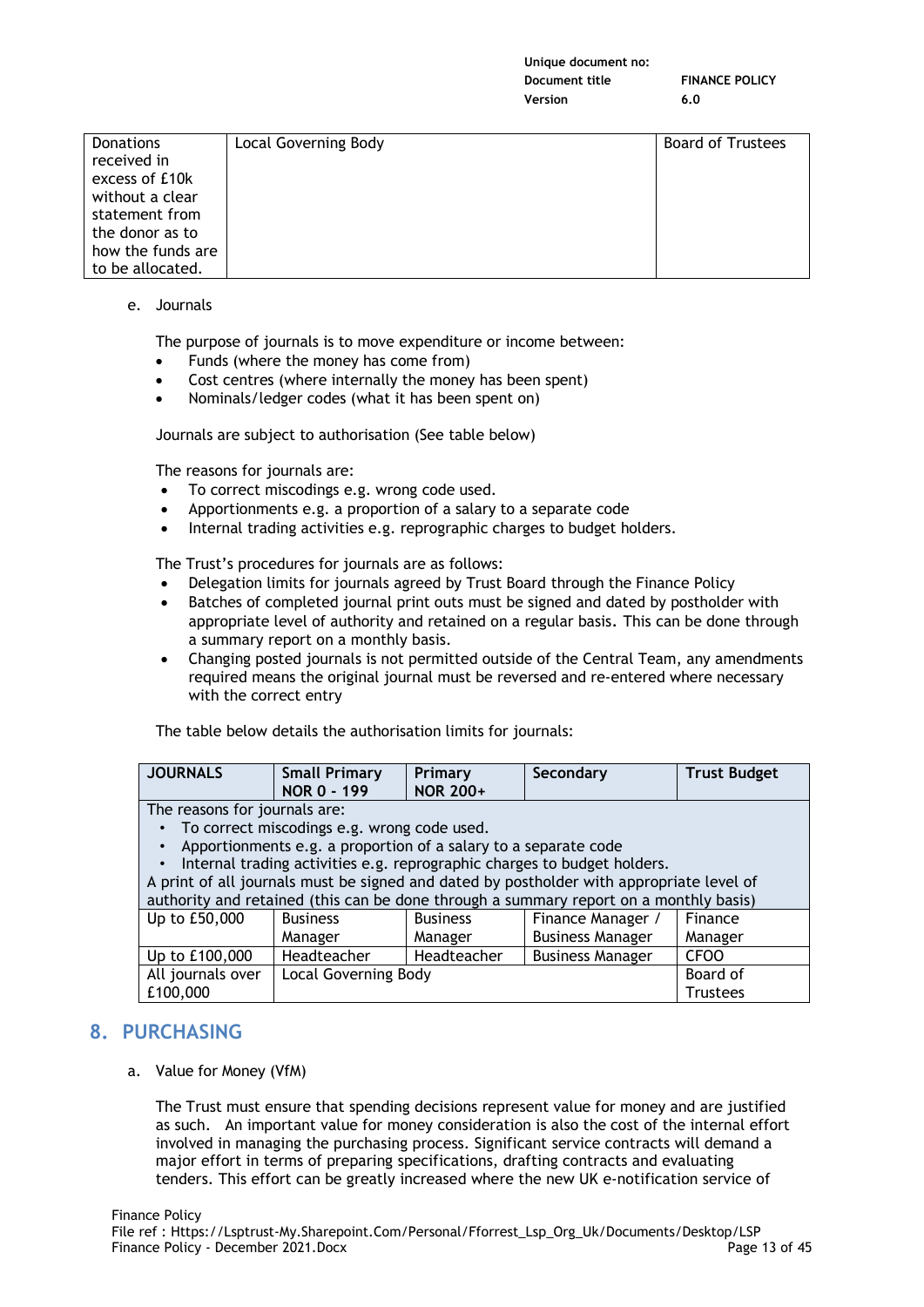| Donations received in excess of £10k without a clear statement from the donor as to how the funds are to be allocated. | Local Governing Body | Board of Trustees |
|---|---|---|

e. Journals

The purpose of journals is to move expenditure or income between:

- Funds (where the money has come from)
- Cost centres (where internally the money has been spent)
- Nominals/ledger codes (what it has been spent on)

Journals are subject to authorisation (See table below)

The reasons for journals are:

- To correct miscodings e.g. wrong code used.
- Apportionments e.g. a proportion of a salary to a separate code
- Internal trading activities e.g. reprographic charges to budget holders.

The Trust's procedures for journals are as follows:

- Delegation limits for journals agreed by Trust Board through the Finance Policy
- Batches of completed journal print outs must be signed and dated by postholder with appropriate level of authority and retained on a regular basis. This can be done through a summary report on a monthly basis.
- Changing posted journals is not permitted outside of the Central Team, any amendments required means the original journal must be reversed and re-entered where necessary with the correct entry

The table below details the authorisation limits for journals:

| JOURNALS | Small Primary NOR 0 - 199 | Primary NOR 200+ | Secondary | Trust Budget |
|---|---|---|---|---|
| The reasons for journals are:<br>• To correct miscodings e.g. wrong code used.<br>• Apportionments e.g. a proportion of a salary to a separate code<br>• Internal trading activities e.g. reprographic charges to budget holders.<br>A print of all journals must be signed and dated by postholder with appropriate level of authority and retained (this can be done through a summary report on a monthly basis) | | | | |
| Up to £50,000 | Business Manager | Business Manager | Finance Manager / Business Manager | Finance Manager |
| Up to £100,000 | Headteacher | Headteacher | Business Manager | CFOO |
| All journals over £100,000 | Local Governing Body | | | Board of Trustees |

## 8. PURCHASING

a. Value for Money (VfM)

The Trust must ensure that spending decisions represent value for money and are justified as such. An important value for money consideration is also the cost of the internal effort involved in managing the purchasing process. Significant service contracts will demand a major effort in terms of preparing specifications, drafting contracts and evaluating tenders. This effort can be greatly increased where the new UK e-notification service of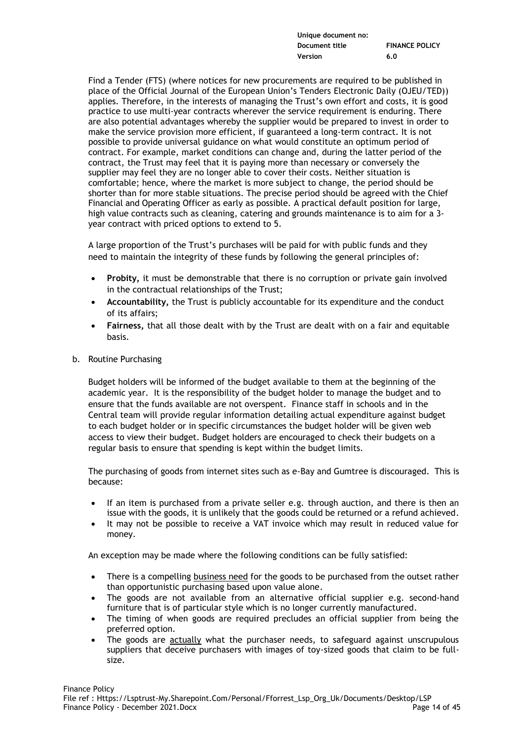Find a Tender (FTS) (where notices for new procurements are required to be published in place of the Official Journal of the European Union's Tenders Electronic Daily (OJEU/TED)) applies. Therefore, in the interests of managing the Trust's own effort and costs, it is good practice to use multi-year contracts wherever the service requirement is enduring. There are also potential advantages whereby the supplier would be prepared to invest in order to make the service provision more efficient, if guaranteed a long-term contract. It is not possible to provide universal guidance on what would constitute an optimum period of contract. For example, market conditions can change and, during the latter period of the contract, the Trust may feel that it is paying more than necessary or conversely the supplier may feel they are no longer able to cover their costs. Neither situation is comfortable; hence, where the market is more subject to change, the period should be shorter than for more stable situations. The precise period should be agreed with the Chief Financial and Operating Officer as early as possible. A practical default position for large, high value contracts such as cleaning, catering and grounds maintenance is to aim for a 3-year contract with priced options to extend to 5.

A large proportion of the Trust's purchases will be paid for with public funds and they need to maintain the integrity of these funds by following the general principles of:

- **Probity,** it must be demonstrable that there is no corruption or private gain involved in the contractual relationships of the Trust;
- **Accountability,** the Trust is publicly accountable for its expenditure and the conduct of its affairs;
- **Fairness,** that all those dealt with by the Trust are dealt with on a fair and equitable basis.

b. Routine Purchasing

Budget holders will be informed of the budget available to them at the beginning of the academic year. It is the responsibility of the budget holder to manage the budget and to ensure that the funds available are not overspent. Finance staff in schools and in the Central team will provide regular information detailing actual expenditure against budget to each budget holder or in specific circumstances the budget holder will be given web access to view their budget. Budget holders are encouraged to check their budgets on a regular basis to ensure that spending is kept within the budget limits.

The purchasing of goods from internet sites such as e-Bay and Gumtree is discouraged. This is because:

- If an item is purchased from a private seller e.g. through auction, and there is then an issue with the goods, it is unlikely that the goods could be returned or a refund achieved.
- It may not be possible to receive a VAT invoice which may result in reduced value for money.

An exception may be made where the following conditions can be fully satisfied:

- There is a compelling <u>business need</u> for the goods to be purchased from the outset rather than opportunistic purchasing based upon value alone.
- The goods are not available from an alternative official supplier e.g. second-hand furniture that is of particular style which is no longer currently manufactured.
- The timing of when goods are required precludes an official supplier from being the preferred option.
- The goods are <u>actually</u> what the purchaser needs, to safeguard against unscrupulous suppliers that deceive purchasers with images of toy-sized goods that claim to be full-size.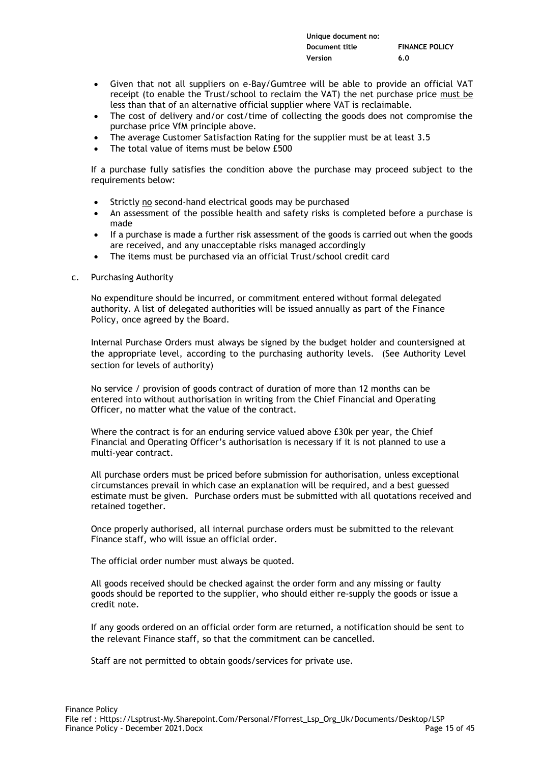- Given that not all suppliers on e-Bay/Gumtree will be able to provide an official VAT receipt (to enable the Trust/school to reclaim the VAT) the net purchase price must be less than that of an alternative official supplier where VAT is reclaimable.
- The cost of delivery and/or cost/time of collecting the goods does not compromise the purchase price VfM principle above.
- The average Customer Satisfaction Rating for the supplier must be at least 3.5
- The total value of items must be below £500

If a purchase fully satisfies the condition above the purchase may proceed subject to the requirements below:

- Strictly no second-hand electrical goods may be purchased
- An assessment of the possible health and safety risks is completed before a purchase is made
- If a purchase is made a further risk assessment of the goods is carried out when the goods are received, and any unacceptable risks managed accordingly
- The items must be purchased via an official Trust/school credit card

c. Purchasing Authority

No expenditure should be incurred, or commitment entered without formal delegated authority. A list of delegated authorities will be issued annually as part of the Finance Policy, once agreed by the Board.

Internal Purchase Orders must always be signed by the budget holder and countersigned at the appropriate level, according to the purchasing authority levels. (See Authority Level section for levels of authority)

No service / provision of goods contract of duration of more than 12 months can be entered into without authorisation in writing from the Chief Financial and Operating Officer, no matter what the value of the contract.

Where the contract is for an enduring service valued above £30k per year, the Chief Financial and Operating Officer's authorisation is necessary if it is not planned to use a multi-year contract.

All purchase orders must be priced before submission for authorisation, unless exceptional circumstances prevail in which case an explanation will be required, and a best guessed estimate must be given. Purchase orders must be submitted with all quotations received and retained together.

Once properly authorised, all internal purchase orders must be submitted to the relevant Finance staff, who will issue an official order.

The official order number must always be quoted.

All goods received should be checked against the order form and any missing or faulty goods should be reported to the supplier, who should either re-supply the goods or issue a credit note.

If any goods ordered on an official order form are returned, a notification should be sent to the relevant Finance staff, so that the commitment can be cancelled.

Staff are not permitted to obtain goods/services for private use.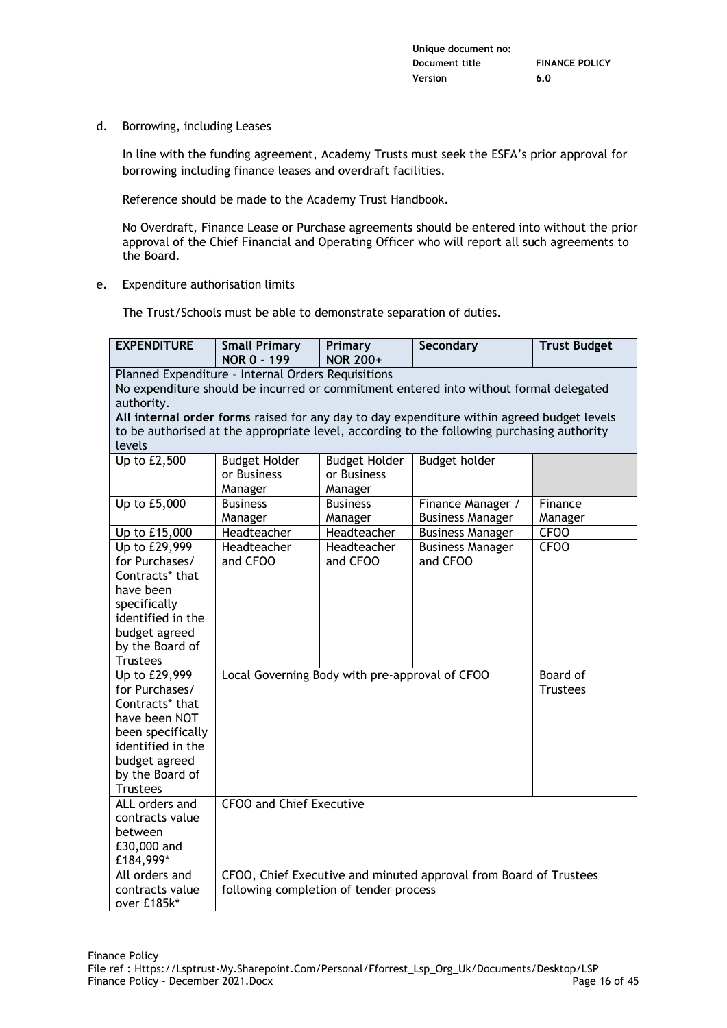d. Borrowing, including Leases

In line with the funding agreement, Academy Trusts must seek the ESFA's prior approval for borrowing including finance leases and overdraft facilities.

Reference should be made to the Academy Trust Handbook.

No Overdraft, Finance Lease or Purchase agreements should be entered into without the prior approval of the Chief Financial and Operating Officer who will report all such agreements to the Board.

e. Expenditure authorisation limits

The Trust/Schools must be able to demonstrate separation of duties.

| EXPENDITURE | Small Primary NOR 0 - 199 | Primary NOR 200+ | Secondary | Trust Budget |
|---|---|---|---|---|
| Planned Expenditure – Internal Orders Requisitions<br>No expenditure should be incurred or commitment entered into without formal delegated authority.<br>**All internal order forms** raised for any day to day expenditure within agreed budget levels to be authorised at the appropriate level, according to the following purchasing authority levels | | | | |
| Up to £2,500 | Budget Holder or Business Manager | Budget Holder or Business Manager | Budget holder | |
| Up to £5,000 | Business Manager | Business Manager | Finance Manager / Business Manager | Finance Manager |
| Up to £15,000 | Headteacher | Headteacher | Business Manager | CFOO |
| Up to £29,999 for Purchases/ Contracts* that have been specifically identified in the budget agreed by the Board of Trustees | Headteacher and CFOO | Headteacher and CFOO | Business Manager and CFOO | CFOO |
| Up to £29,999 for Purchases/ Contracts* that have been NOT been specifically identified in the budget agreed by the Board of Trustees | Local Governing Body with pre-approval of CFOO | | | Board of Trustees |
| ALL orders and contracts value between £30,000 and £184,999* | CFOO and Chief Executive | | | |
| All orders and contracts value over £185k* | CFOO, Chief Executive and minuted approval from Board of Trustees following completion of tender process | | | |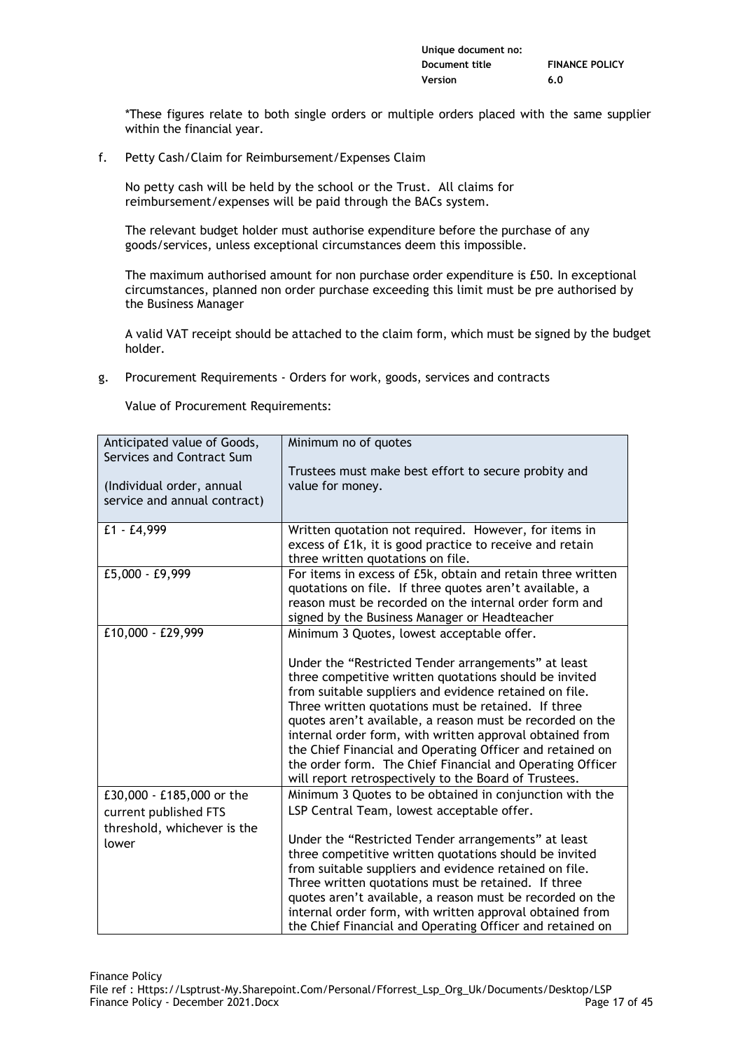*These figures relate to both single orders or multiple orders placed with the same supplier within the financial year.

f. Petty Cash/Claim for Reimbursement/Expenses Claim

No petty cash will be held by the school or the Trust. All claims for reimbursement/expenses will be paid through the BACs system.

The relevant budget holder must authorise expenditure before the purchase of any goods/services, unless exceptional circumstances deem this impossible.

The maximum authorised amount for non purchase order expenditure is £50. In exceptional circumstances, planned non order purchase exceeding this limit must be pre authorised by the Business Manager

A valid VAT receipt should be attached to the claim form, which must be signed by the budget holder.

g. Procurement Requirements - Orders for work, goods, services and contracts

Value of Procurement Requirements:

| Anticipated value of Goods, Services and Contract Sum<br><br>(Individual order, annual service and annual contract) | Minimum no of quotes<br><br>Trustees must make best effort to secure probity and value for money. |
|---|---|
| £1 - £4,999 | Written quotation not required. However, for items in excess of £1k, it is good practice to receive and retain three written quotations on file. |
| £5,000 - £9,999 | For items in excess of £5k, obtain and retain three written quotations on file. If three quotes aren't available, a reason must be recorded on the internal order form and signed by the Business Manager or Headteacher |
| £10,000 - £29,999 | Minimum 3 Quotes, lowest acceptable offer.<br><br>Under the "Restricted Tender arrangements" at least three competitive written quotations should be invited from suitable suppliers and evidence retained on file. Three written quotations must be retained. If three quotes aren't available, a reason must be recorded on the internal order form, with written approval obtained from the Chief Financial and Operating Officer and retained on the order form. The Chief Financial and Operating Officer will report retrospectively to the Board of Trustees. |
| £30,000 - £185,000 or the current published FTS threshold, whichever is the lower | Minimum 3 Quotes to be obtained in conjunction with the LSP Central Team, lowest acceptable offer.<br><br>Under the "Restricted Tender arrangements" at least three competitive written quotations should be invited from suitable suppliers and evidence retained on file. Three written quotations must be retained. If three quotes aren't available, a reason must be recorded on the internal order form, with written approval obtained from the Chief Financial and Operating Officer and retained on |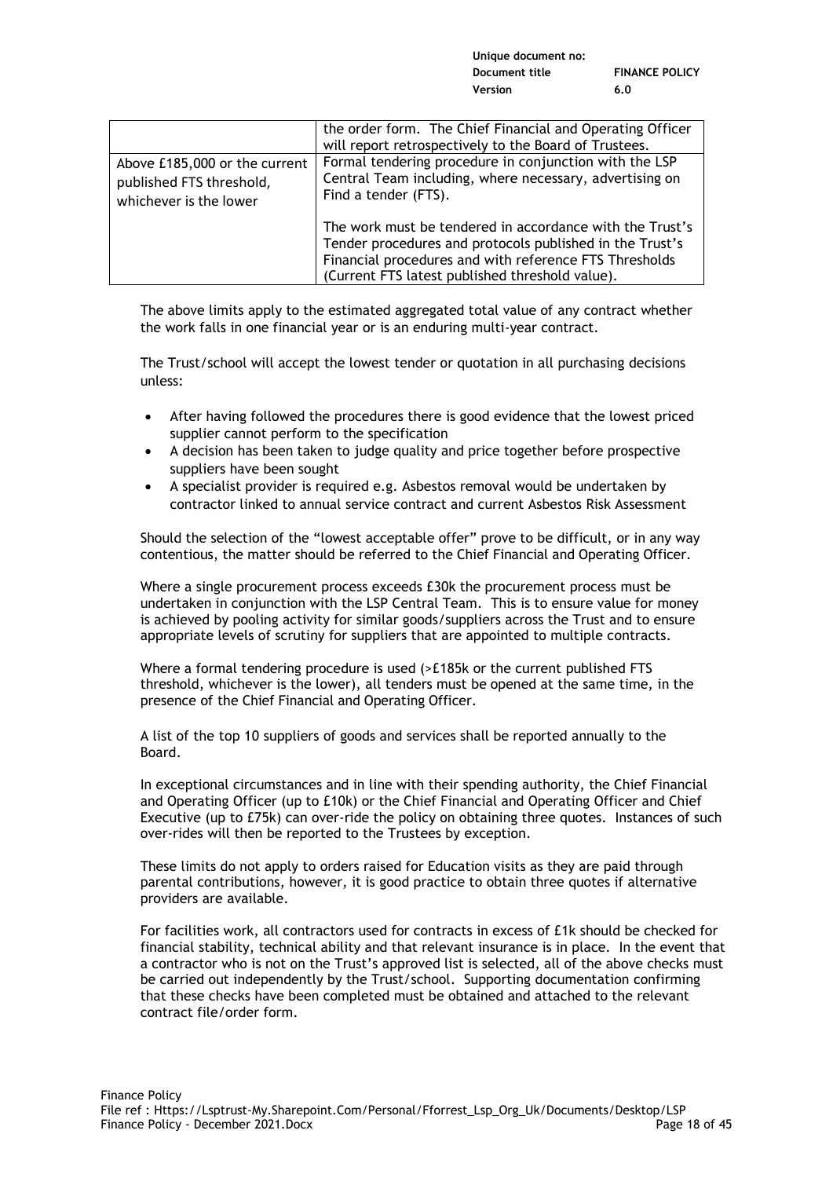| | |
|---|---|
| | the order form. The Chief Financial and Operating Officer will report retrospectively to the Board of Trustees. |
| Above £185,000 or the current published FTS threshold, whichever is the lower | Formal tendering procedure in conjunction with the LSP Central Team including, where necessary, advertising on Find a tender (FTS).<br><br>The work must be tendered in accordance with the Trust's Tender procedures and protocols published in the Trust's Financial procedures and with reference FTS Thresholds (Current FTS latest published threshold value). |

The above limits apply to the estimated aggregated total value of any contract whether the work falls in one financial year or is an enduring multi-year contract.

The Trust/school will accept the lowest tender or quotation in all purchasing decisions unless:

- After having followed the procedures there is good evidence that the lowest priced supplier cannot perform to the specification
- A decision has been taken to judge quality and price together before prospective suppliers have been sought
- A specialist provider is required e.g. Asbestos removal would be undertaken by contractor linked to annual service contract and current Asbestos Risk Assessment

Should the selection of the "lowest acceptable offer" prove to be difficult, or in any way contentious, the matter should be referred to the Chief Financial and Operating Officer.

Where a single procurement process exceeds £30k the procurement process must be undertaken in conjunction with the LSP Central Team. This is to ensure value for money is achieved by pooling activity for similar goods/suppliers across the Trust and to ensure appropriate levels of scrutiny for suppliers that are appointed to multiple contracts.

Where a formal tendering procedure is used (>£185k or the current published FTS threshold, whichever is the lower), all tenders must be opened at the same time, in the presence of the Chief Financial and Operating Officer.

A list of the top 10 suppliers of goods and services shall be reported annually to the Board.

In exceptional circumstances and in line with their spending authority, the Chief Financial and Operating Officer (up to £10k) or the Chief Financial and Operating Officer and Chief Executive (up to £75k) can over-ride the policy on obtaining three quotes. Instances of such over-rides will then be reported to the Trustees by exception.

These limits do not apply to orders raised for Education visits as they are paid through parental contributions, however, it is good practice to obtain three quotes if alternative providers are available.

For facilities work, all contractors used for contracts in excess of £1k should be checked for financial stability, technical ability and that relevant insurance is in place. In the event that a contractor who is not on the Trust's approved list is selected, all of the above checks must be carried out independently by the Trust/school. Supporting documentation confirming that these checks have been completed must be obtained and attached to the relevant contract file/order form.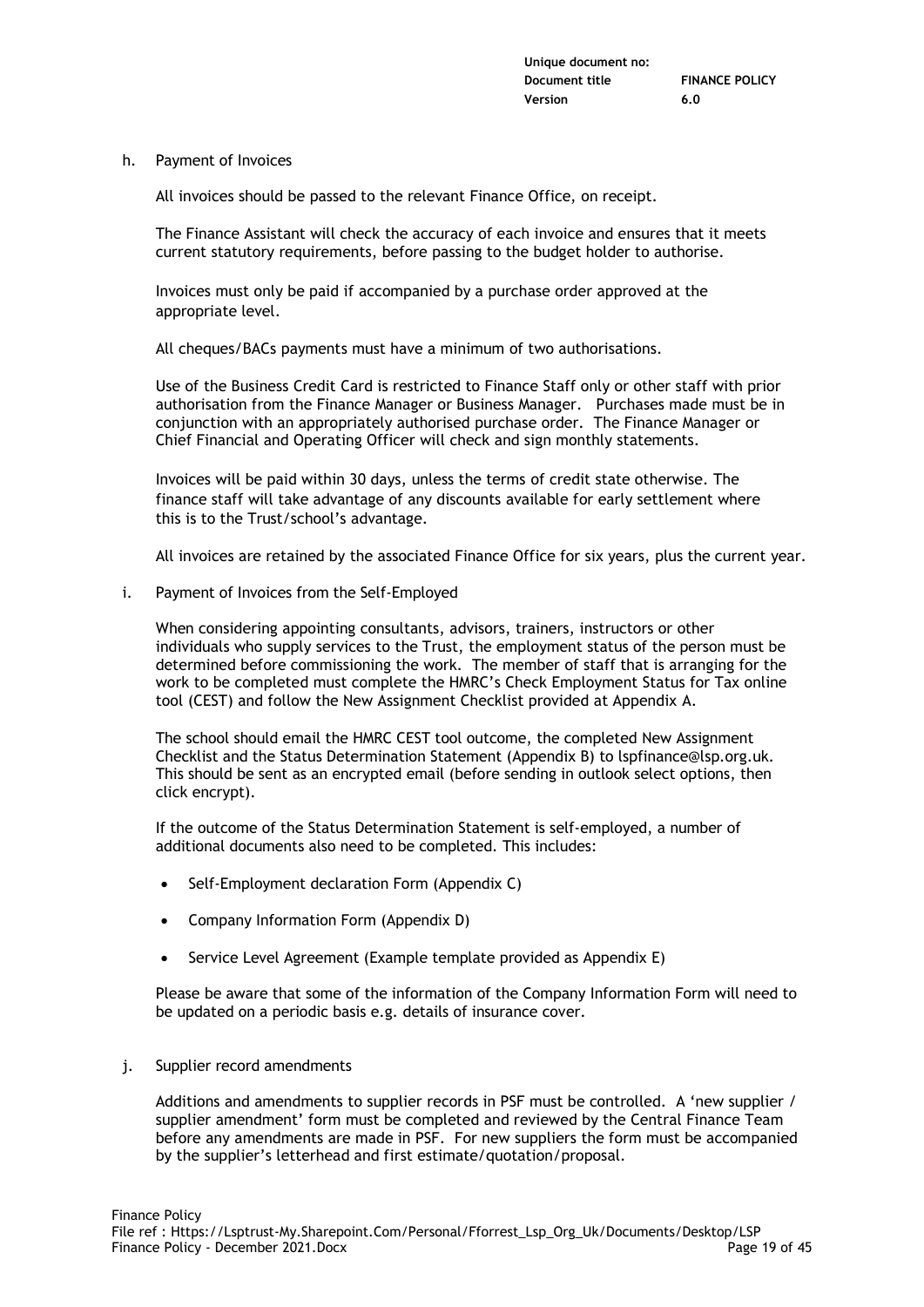h. Payment of Invoices

All invoices should be passed to the relevant Finance Office, on receipt.

The Finance Assistant will check the accuracy of each invoice and ensures that it meets current statutory requirements, before passing to the budget holder to authorise.

Invoices must only be paid if accompanied by a purchase order approved at the appropriate level.

All cheques/BACs payments must have a minimum of two authorisations.

Use of the Business Credit Card is restricted to Finance Staff only or other staff with prior authorisation from the Finance Manager or Business Manager. Purchases made must be in conjunction with an appropriately authorised purchase order. The Finance Manager or Chief Financial and Operating Officer will check and sign monthly statements.

Invoices will be paid within 30 days, unless the terms of credit state otherwise. The finance staff will take advantage of any discounts available for early settlement where this is to the Trust/school's advantage.

All invoices are retained by the associated Finance Office for six years, plus the current year.

i. Payment of Invoices from the Self-Employed

When considering appointing consultants, advisors, trainers, instructors or other individuals who supply services to the Trust, the employment status of the person must be determined before commissioning the work. The member of staff that is arranging for the work to be completed must complete the HMRC's Check Employment Status for Tax online tool (CEST) and follow the New Assignment Checklist provided at Appendix A.

The school should email the HMRC CEST tool outcome, the completed New Assignment Checklist and the Status Determination Statement (Appendix B) to lspfinance@lsp.org.uk. This should be sent as an encrypted email (before sending in outlook select options, then click encrypt).

If the outcome of the Status Determination Statement is self-employed, a number of additional documents also need to be completed. This includes:

- Self-Employment declaration Form (Appendix C)
- Company Information Form (Appendix D)
- Service Level Agreement (Example template provided as Appendix E)

Please be aware that some of the information of the Company Information Form will need to be updated on a periodic basis e.g. details of insurance cover.

j. Supplier record amendments

Additions and amendments to supplier records in PSF must be controlled. A 'new supplier / supplier amendment' form must be completed and reviewed by the Central Finance Team before any amendments are made in PSF. For new suppliers the form must be accompanied by the supplier's letterhead and first estimate/quotation/proposal.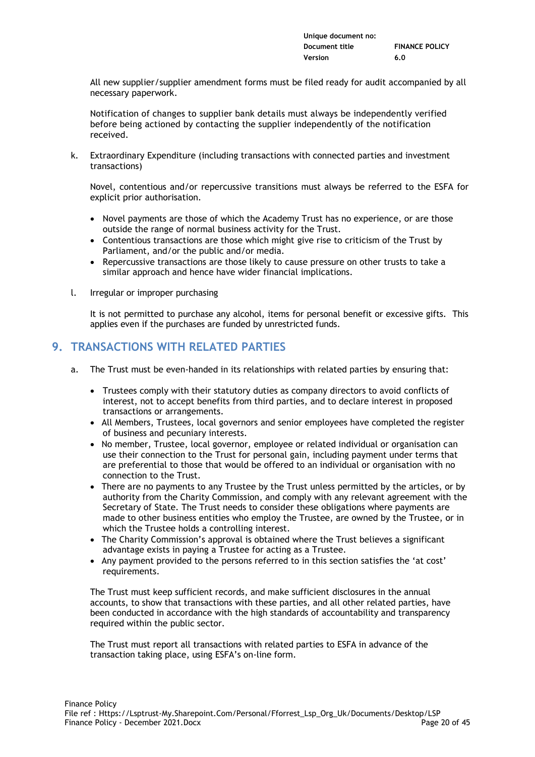All new supplier/supplier amendment forms must be filed ready for audit accompanied by all necessary paperwork.

Notification of changes to supplier bank details must always be independently verified before being actioned by contacting the supplier independently of the notification received.

k. Extraordinary Expenditure (including transactions with connected parties and investment transactions)

   Novel, contentious and/or repercussive transitions must always be referred to the ESFA for explicit prior authorisation.

   - Novel payments are those of which the Academy Trust has no experience, or are those outside the range of normal business activity for the Trust.
   - Contentious transactions are those which might give rise to criticism of the Trust by Parliament, and/or the public and/or media.
   - Repercussive transactions are those likely to cause pressure on other trusts to take a similar approach and hence have wider financial implications.

l. Irregular or improper purchasing

   It is not permitted to purchase any alcohol, items for personal benefit or excessive gifts. This applies even if the purchases are funded by unrestricted funds.

## 9. TRANSACTIONS WITH RELATED PARTIES

a. The Trust must be even-handed in its relationships with related parties by ensuring that:

   - Trustees comply with their statutory duties as company directors to avoid conflicts of interest, not to accept benefits from third parties, and to declare interest in proposed transactions or arrangements.
   - All Members, Trustees, local governors and senior employees have completed the register of business and pecuniary interests.
   - No member, Trustee, local governor, employee or related individual or organisation can use their connection to the Trust for personal gain, including payment under terms that are preferential to those that would be offered to an individual or organisation with no connection to the Trust.
   - There are no payments to any Trustee by the Trust unless permitted by the articles, or by authority from the Charity Commission, and comply with any relevant agreement with the Secretary of State. The Trust needs to consider these obligations where payments are made to other business entities who employ the Trustee, are owned by the Trustee, or in which the Trustee holds a controlling interest.
   - The Charity Commission's approval is obtained where the Trust believes a significant advantage exists in paying a Trustee for acting as a Trustee.
   - Any payment provided to the persons referred to in this section satisfies the 'at cost' requirements.

   The Trust must keep sufficient records, and make sufficient disclosures in the annual accounts, to show that transactions with these parties, and all other related parties, have been conducted in accordance with the high standards of accountability and transparency required within the public sector.

   The Trust must report all transactions with related parties to ESFA in advance of the transaction taking place, using ESFA's on-line form.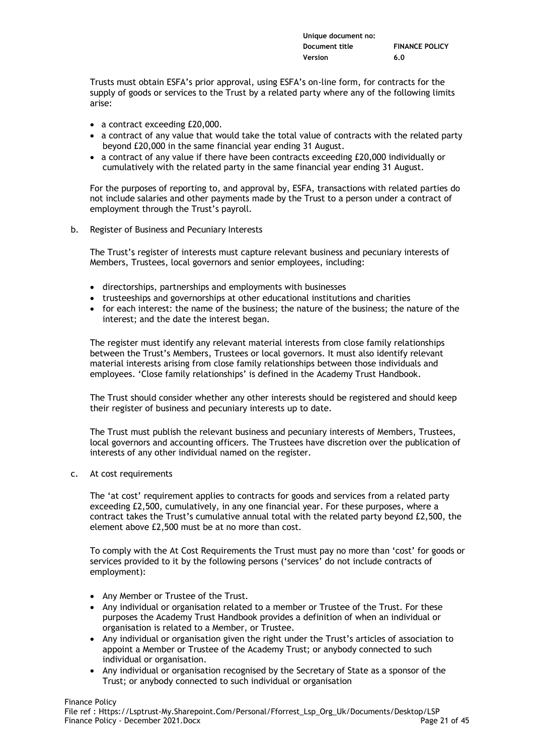Trusts must obtain ESFA's prior approval, using ESFA's on-line form, for contracts for the supply of goods or services to the Trust by a related party where any of the following limits arise:

- a contract exceeding £20,000.
- a contract of any value that would take the total value of contracts with the related party beyond £20,000 in the same financial year ending 31 August.
- a contract of any value if there have been contracts exceeding £20,000 individually or cumulatively with the related party in the same financial year ending 31 August.

For the purposes of reporting to, and approval by, ESFA, transactions with related parties do not include salaries and other payments made by the Trust to a person under a contract of employment through the Trust's payroll.

b. Register of Business and Pecuniary Interests

The Trust's register of interests must capture relevant business and pecuniary interests of Members, Trustees, local governors and senior employees, including:

- directorships, partnerships and employments with businesses
- trusteeships and governorships at other educational institutions and charities
- for each interest: the name of the business; the nature of the business; the nature of the interest; and the date the interest began.

The register must identify any relevant material interests from close family relationships between the Trust's Members, Trustees or local governors. It must also identify relevant material interests arising from close family relationships between those individuals and employees. 'Close family relationships' is defined in the Academy Trust Handbook.

The Trust should consider whether any other interests should be registered and should keep their register of business and pecuniary interests up to date.

The Trust must publish the relevant business and pecuniary interests of Members, Trustees, local governors and accounting officers. The Trustees have discretion over the publication of interests of any other individual named on the register.

c. At cost requirements

The 'at cost' requirement applies to contracts for goods and services from a related party exceeding £2,500, cumulatively, in any one financial year. For these purposes, where a contract takes the Trust's cumulative annual total with the related party beyond £2,500, the element above £2,500 must be at no more than cost.

To comply with the At Cost Requirements the Trust must pay no more than 'cost' for goods or services provided to it by the following persons ('services' do not include contracts of employment):

- Any Member or Trustee of the Trust.
- Any individual or organisation related to a member or Trustee of the Trust. For these purposes the Academy Trust Handbook provides a definition of when an individual or organisation is related to a Member, or Trustee.
- Any individual or organisation given the right under the Trust's articles of association to appoint a Member or Trustee of the Academy Trust; or anybody connected to such individual or organisation.
- Any individual or organisation recognised by the Secretary of State as a sponsor of the Trust; or anybody connected to such individual or organisation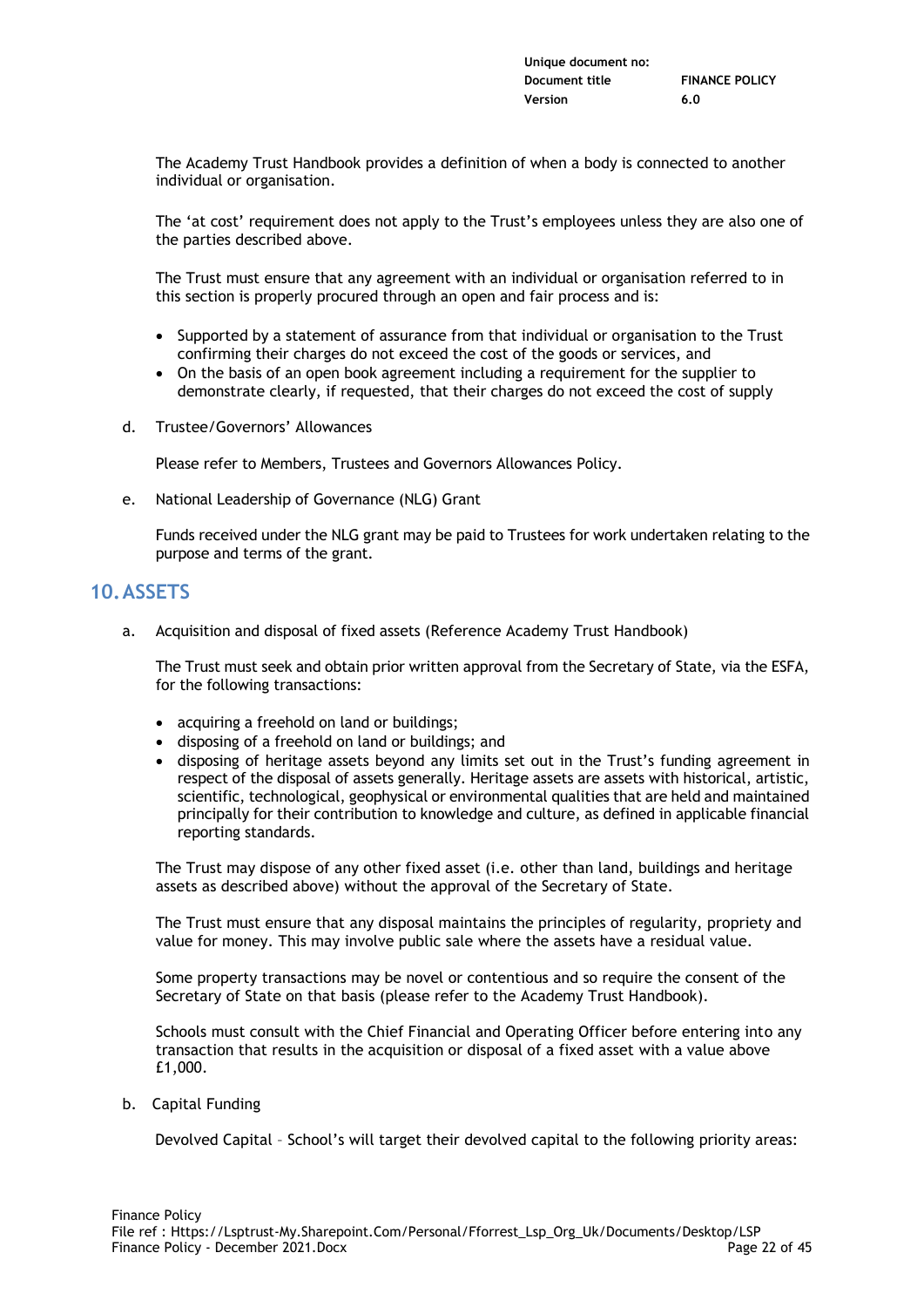The Academy Trust Handbook provides a definition of when a body is connected to another individual or organisation.

The 'at cost' requirement does not apply to the Trust's employees unless they are also one of the parties described above.

The Trust must ensure that any agreement with an individual or organisation referred to in this section is properly procured through an open and fair process and is:

- Supported by a statement of assurance from that individual or organisation to the Trust confirming their charges do not exceed the cost of the goods or services, and
- On the basis of an open book agreement including a requirement for the supplier to demonstrate clearly, if requested, that their charges do not exceed the cost of supply

d. Trustee/Governors' Allowances

Please refer to Members, Trustees and Governors Allowances Policy.

e. National Leadership of Governance (NLG) Grant

Funds received under the NLG grant may be paid to Trustees for work undertaken relating to the purpose and terms of the grant.

## 10. ASSETS

a. Acquisition and disposal of fixed assets (Reference Academy Trust Handbook)

The Trust must seek and obtain prior written approval from the Secretary of State, via the ESFA, for the following transactions:

- acquiring a freehold on land or buildings;
- disposing of a freehold on land or buildings; and
- disposing of heritage assets beyond any limits set out in the Trust's funding agreement in respect of the disposal of assets generally. Heritage assets are assets with historical, artistic, scientific, technological, geophysical or environmental qualities that are held and maintained principally for their contribution to knowledge and culture, as defined in applicable financial reporting standards.

The Trust may dispose of any other fixed asset (i.e. other than land, buildings and heritage assets as described above) without the approval of the Secretary of State.

The Trust must ensure that any disposal maintains the principles of regularity, propriety and value for money. This may involve public sale where the assets have a residual value.

Some property transactions may be novel or contentious and so require the consent of the Secretary of State on that basis (please refer to the Academy Trust Handbook).

Schools must consult with the Chief Financial and Operating Officer before entering into any transaction that results in the acquisition or disposal of a fixed asset with a value above £1,000.

b. Capital Funding

Devolved Capital – School's will target their devolved capital to the following priority areas: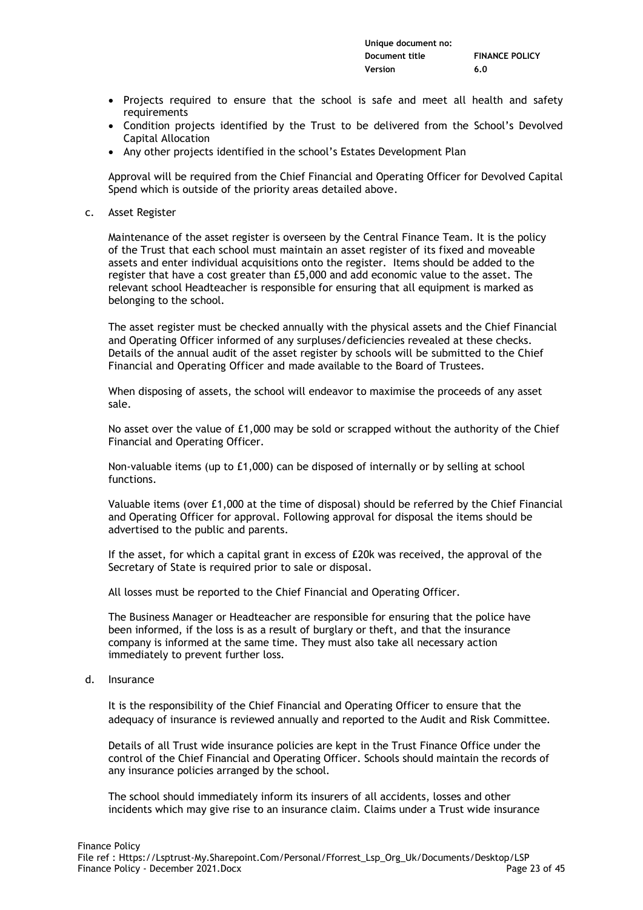- Projects required to ensure that the school is safe and meet all health and safety requirements
- Condition projects identified by the Trust to be delivered from the School's Devolved Capital Allocation
- Any other projects identified in the school's Estates Development Plan

Approval will be required from the Chief Financial and Operating Officer for Devolved Capital Spend which is outside of the priority areas detailed above.

c. Asset Register

Maintenance of the asset register is overseen by the Central Finance Team. It is the policy of the Trust that each school must maintain an asset register of its fixed and moveable assets and enter individual acquisitions onto the register. Items should be added to the register that have a cost greater than £5,000 and add economic value to the asset. The relevant school Headteacher is responsible for ensuring that all equipment is marked as belonging to the school.

The asset register must be checked annually with the physical assets and the Chief Financial and Operating Officer informed of any surpluses/deficiencies revealed at these checks. Details of the annual audit of the asset register by schools will be submitted to the Chief Financial and Operating Officer and made available to the Board of Trustees.

When disposing of assets, the school will endeavor to maximise the proceeds of any asset sale.

No asset over the value of £1,000 may be sold or scrapped without the authority of the Chief Financial and Operating Officer.

Non-valuable items (up to £1,000) can be disposed of internally or by selling at school functions.

Valuable items (over £1,000 at the time of disposal) should be referred by the Chief Financial and Operating Officer for approval. Following approval for disposal the items should be advertised to the public and parents.

If the asset, for which a capital grant in excess of £20k was received, the approval of the Secretary of State is required prior to sale or disposal.

All losses must be reported to the Chief Financial and Operating Officer.

The Business Manager or Headteacher are responsible for ensuring that the police have been informed, if the loss is as a result of burglary or theft, and that the insurance company is informed at the same time. They must also take all necessary action immediately to prevent further loss.

d. Insurance

It is the responsibility of the Chief Financial and Operating Officer to ensure that the adequacy of insurance is reviewed annually and reported to the Audit and Risk Committee.

Details of all Trust wide insurance policies are kept in the Trust Finance Office under the control of the Chief Financial and Operating Officer. Schools should maintain the records of any insurance policies arranged by the school.

The school should immediately inform its insurers of all accidents, losses and other incidents which may give rise to an insurance claim. Claims under a Trust wide insurance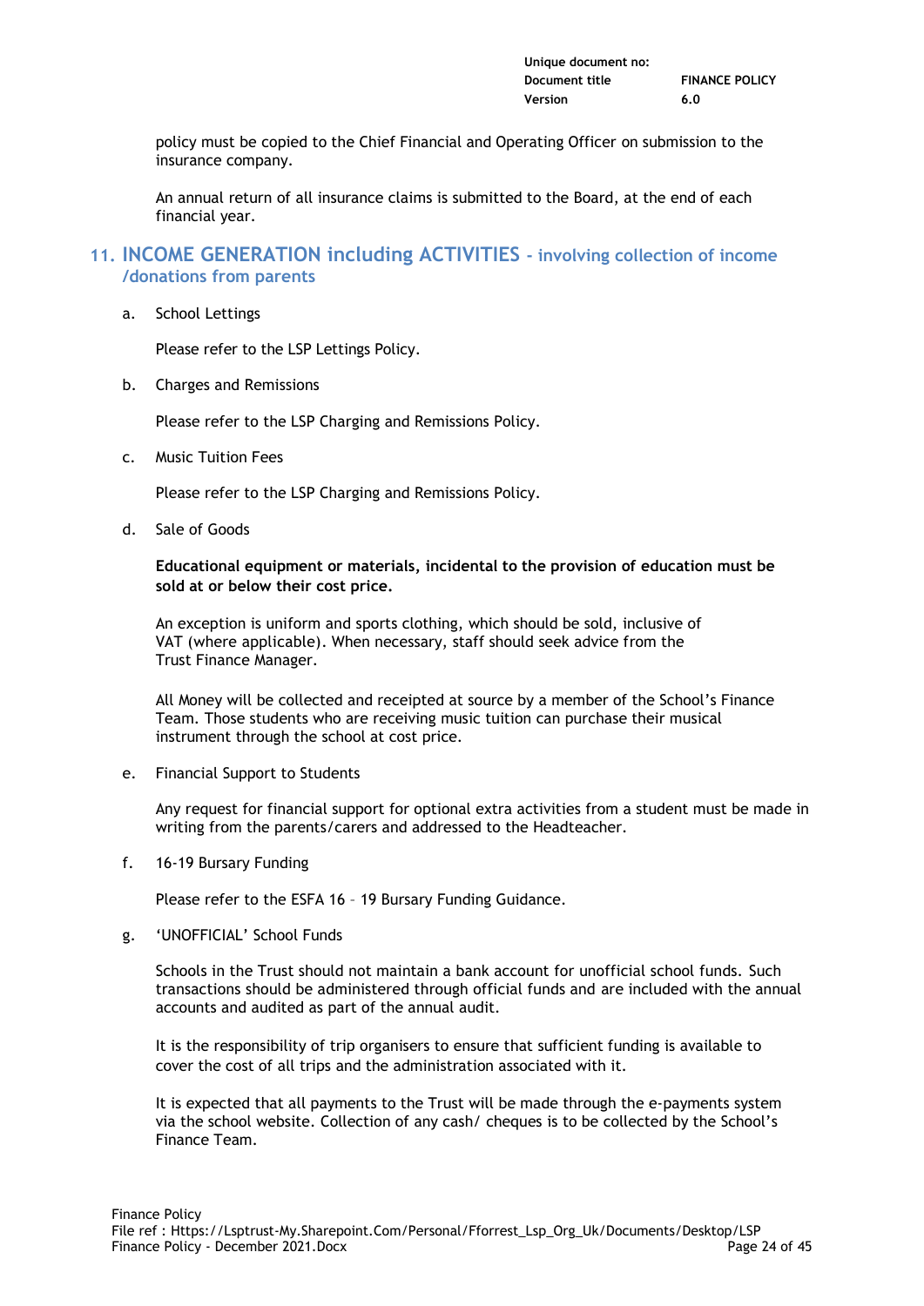policy must be copied to the Chief Financial and Operating Officer on submission to the insurance company.

An annual return of all insurance claims is submitted to the Board, at the end of each financial year.

## 11. INCOME GENERATION including ACTIVITIES - involving collection of income /donations from parents

a. School Lettings

Please refer to the LSP Lettings Policy.

b. Charges and Remissions

Please refer to the LSP Charging and Remissions Policy.

c. Music Tuition Fees

Please refer to the LSP Charging and Remissions Policy.

d. Sale of Goods

**Educational equipment or materials, incidental to the provision of education must be sold at or below their cost price.**

An exception is uniform and sports clothing, which should be sold, inclusive of VAT (where applicable). When necessary, staff should seek advice from the Trust Finance Manager.

All Money will be collected and receipted at source by a member of the School's Finance Team. Those students who are receiving music tuition can purchase their musical instrument through the school at cost price.

e. Financial Support to Students

Any request for financial support for optional extra activities from a student must be made in writing from the parents/carers and addressed to the Headteacher.

f. 16-19 Bursary Funding

Please refer to the ESFA 16 – 19 Bursary Funding Guidance.

g. 'UNOFFICIAL' School Funds

Schools in the Trust should not maintain a bank account for unofficial school funds. Such transactions should be administered through official funds and are included with the annual accounts and audited as part of the annual audit.

It is the responsibility of trip organisers to ensure that sufficient funding is available to cover the cost of all trips and the administration associated with it.

It is expected that all payments to the Trust will be made through the e-payments system via the school website. Collection of any cash/ cheques is to be collected by the School's Finance Team.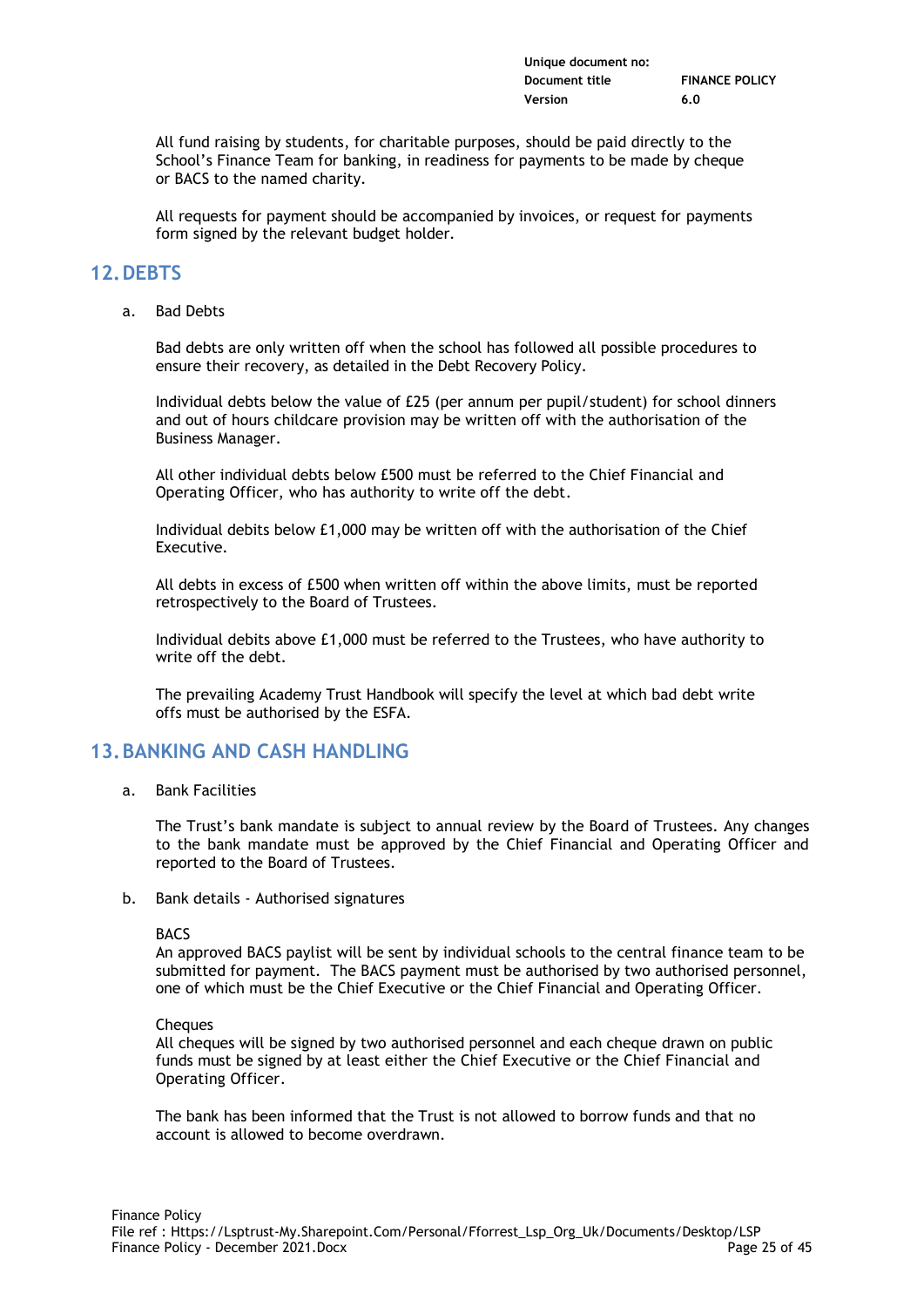All fund raising by students, for charitable purposes, should be paid directly to the School's Finance Team for banking, in readiness for payments to be made by cheque or BACS to the named charity.

All requests for payment should be accompanied by invoices, or request for payments form signed by the relevant budget holder.

## 12. DEBTS

a. Bad Debts

Bad debts are only written off when the school has followed all possible procedures to ensure their recovery, as detailed in the Debt Recovery Policy.

Individual debts below the value of £25 (per annum per pupil/student) for school dinners and out of hours childcare provision may be written off with the authorisation of the Business Manager.

All other individual debts below £500 must be referred to the Chief Financial and Operating Officer, who has authority to write off the debt.

Individual debits below £1,000 may be written off with the authorisation of the Chief Executive.

All debts in excess of £500 when written off within the above limits, must be reported retrospectively to the Board of Trustees.

Individual debits above £1,000 must be referred to the Trustees, who have authority to write off the debt.

The prevailing Academy Trust Handbook will specify the level at which bad debt write offs must be authorised by the ESFA.

## 13. BANKING AND CASH HANDLING

a. Bank Facilities

The Trust's bank mandate is subject to annual review by the Board of Trustees. Any changes to the bank mandate must be approved by the Chief Financial and Operating Officer and reported to the Board of Trustees.

b. Bank details - Authorised signatures

BACS
An approved BACS paylist will be sent by individual schools to the central finance team to be submitted for payment. The BACS payment must be authorised by two authorised personnel, one of which must be the Chief Executive or the Chief Financial and Operating Officer.

Cheques
All cheques will be signed by two authorised personnel and each cheque drawn on public funds must be signed by at least either the Chief Executive or the Chief Financial and Operating Officer.

The bank has been informed that the Trust is not allowed to borrow funds and that no account is allowed to become overdrawn.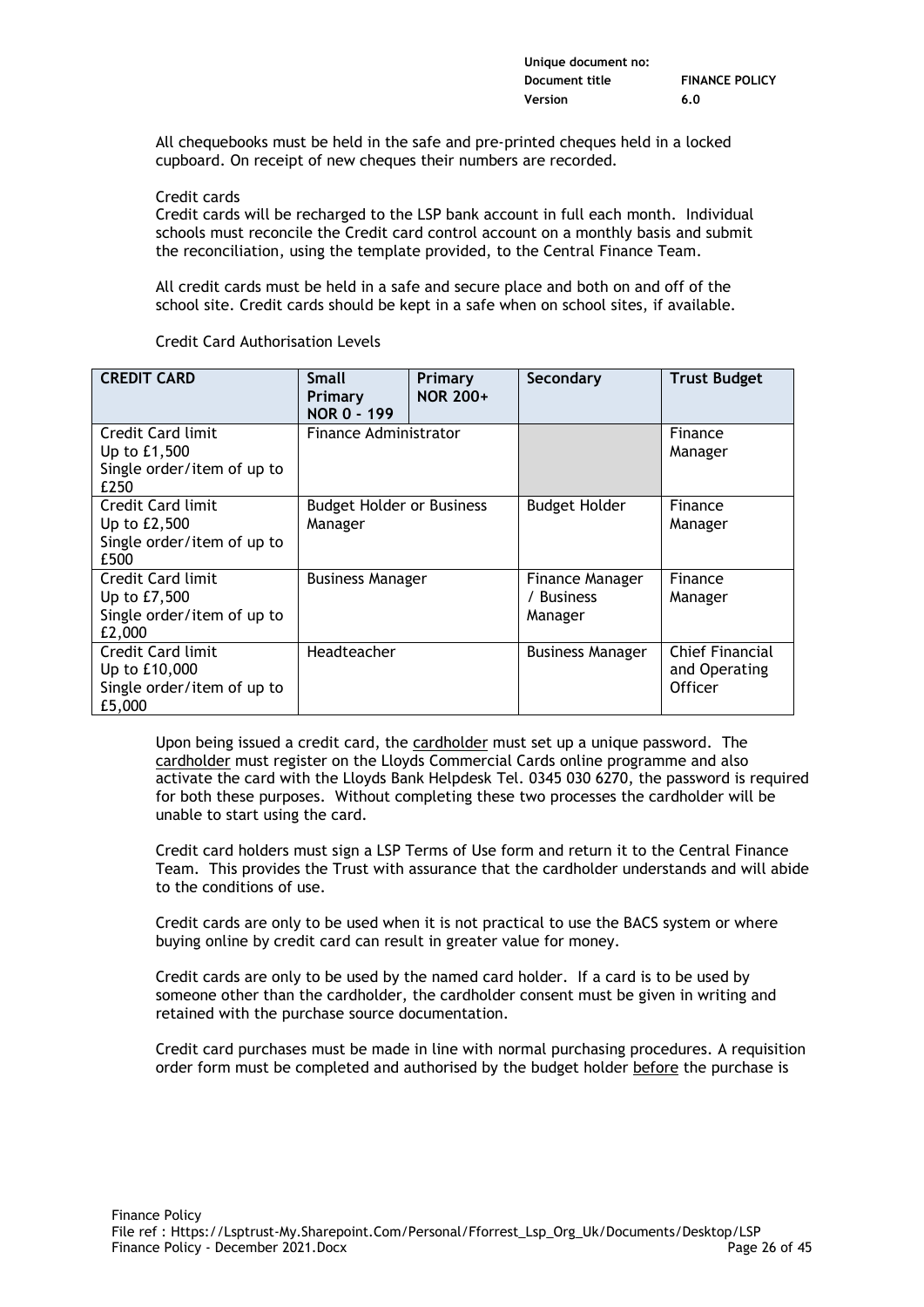All chequebooks must be held in the safe and pre-printed cheques held in a locked cupboard. On receipt of new cheques their numbers are recorded.

Credit cards

Credit cards will be recharged to the LSP bank account in full each month. Individual schools must reconcile the Credit card control account on a monthly basis and submit the reconciliation, using the template provided, to the Central Finance Team.

All credit cards must be held in a safe and secure place and both on and off of the school site. Credit cards should be kept in a safe when on school sites, if available.

Credit Card Authorisation Levels

| CREDIT CARD | Small Primary NOR 0 - 199 | Primary NOR 200+ | Secondary | Trust Budget |
|---|---|---|---|---|
| Credit Card limit Up to £1,500 Single order/item of up to £250 | Finance Administrator | | | Finance Manager |
| Credit Card limit Up to £2,500 Single order/item of up to £500 | Budget Holder or Business Manager | | Budget Holder | Finance Manager |
| Credit Card limit Up to £7,500 Single order/item of up to £2,000 | Business Manager | | Finance Manager / Business Manager | Finance Manager |
| Credit Card limit Up to £10,000 Single order/item of up to £5,000 | Headteacher | | Business Manager | Chief Financial and Operating Officer |

Upon being issued a credit card, the cardholder must set up a unique password. The cardholder must register on the Lloyds Commercial Cards online programme and also activate the card with the Lloyds Bank Helpdesk Tel. 0345 030 6270, the password is required for both these purposes. Without completing these two processes the cardholder will be unable to start using the card.

Credit card holders must sign a LSP Terms of Use form and return it to the Central Finance Team. This provides the Trust with assurance that the cardholder understands and will abide to the conditions of use.

Credit cards are only to be used when it is not practical to use the BACS system or where buying online by credit card can result in greater value for money.

Credit cards are only to be used by the named card holder. If a card is to be used by someone other than the cardholder, the cardholder consent must be given in writing and retained with the purchase source documentation.

Credit card purchases must be made in line with normal purchasing procedures. A requisition order form must be completed and authorised by the budget holder before the purchase is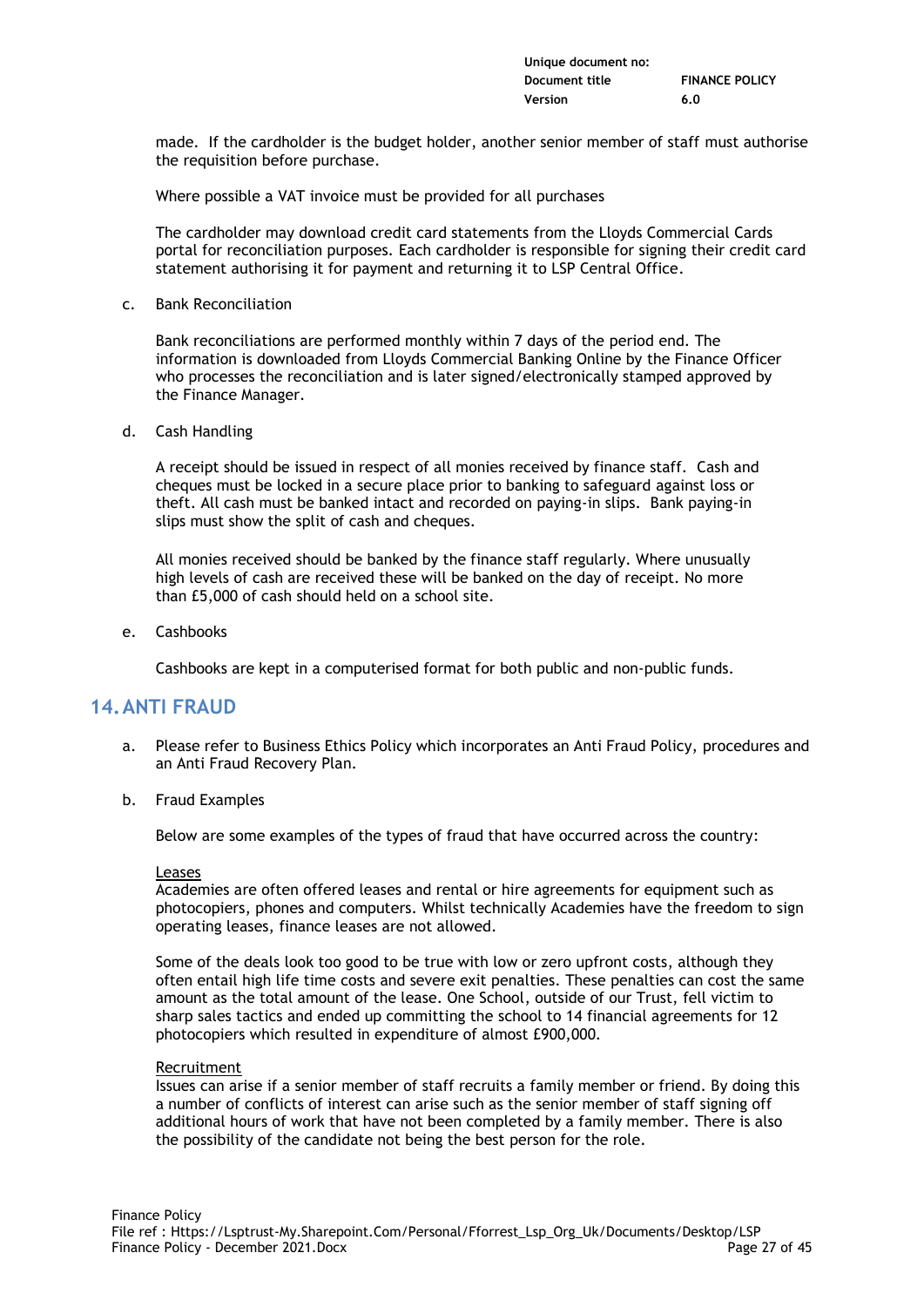made. If the cardholder is the budget holder, another senior member of staff must authorise the requisition before purchase.

Where possible a VAT invoice must be provided for all purchases

The cardholder may download credit card statements from the Lloyds Commercial Cards portal for reconciliation purposes. Each cardholder is responsible for signing their credit card statement authorising it for payment and returning it to LSP Central Office.

c. Bank Reconciliation

Bank reconciliations are performed monthly within 7 days of the period end. The information is downloaded from Lloyds Commercial Banking Online by the Finance Officer who processes the reconciliation and is later signed/electronically stamped approved by the Finance Manager.

d. Cash Handling

A receipt should be issued in respect of all monies received by finance staff. Cash and cheques must be locked in a secure place prior to banking to safeguard against loss or theft. All cash must be banked intact and recorded on paying-in slips. Bank paying-in slips must show the split of cash and cheques.

All monies received should be banked by the finance staff regularly. Where unusually high levels of cash are received these will be banked on the day of receipt. No more than £5,000 of cash should held on a school site.

e. Cashbooks

Cashbooks are kept in a computerised format for both public and non-public funds.

## 14. ANTI FRAUD

a. Please refer to Business Ethics Policy which incorporates an Anti Fraud Policy, procedures and an Anti Fraud Recovery Plan.

b. Fraud Examples

Below are some examples of the types of fraud that have occurred across the country:

Leases
Academies are often offered leases and rental or hire agreements for equipment such as photocopiers, phones and computers. Whilst technically Academies have the freedom to sign operating leases, finance leases are not allowed.

Some of the deals look too good to be true with low or zero upfront costs, although they often entail high life time costs and severe exit penalties. These penalties can cost the same amount as the total amount of the lease. One School, outside of our Trust, fell victim to sharp sales tactics and ended up committing the school to 14 financial agreements for 12 photocopiers which resulted in expenditure of almost £900,000.

Recruitment
Issues can arise if a senior member of staff recruits a family member or friend. By doing this a number of conflicts of interest can arise such as the senior member of staff signing off additional hours of work that have not been completed by a family member. There is also the possibility of the candidate not being the best person for the role.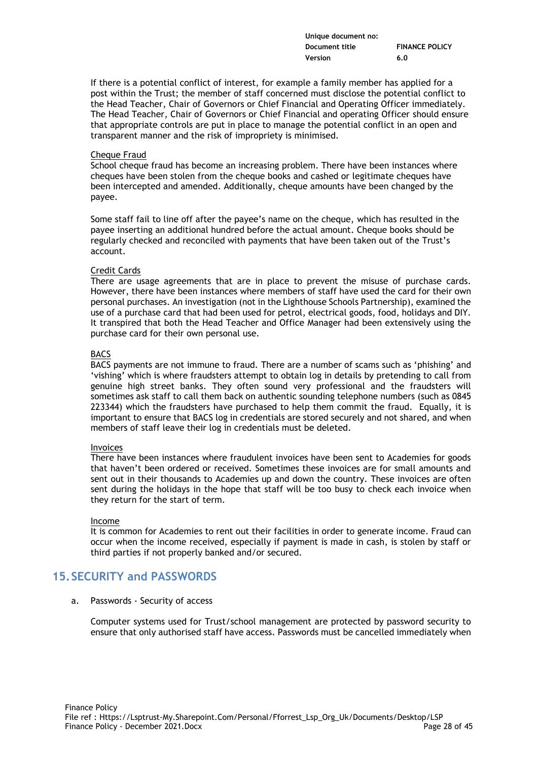If there is a potential conflict of interest, for example a family member has applied for a post within the Trust; the member of staff concerned must disclose the potential conflict to the Head Teacher, Chair of Governors or Chief Financial and Operating Officer immediately. The Head Teacher, Chair of Governors or Chief Financial and operating Officer should ensure that appropriate controls are put in place to manage the potential conflict in an open and transparent manner and the risk of impropriety is minimised.

Cheque Fraud

School cheque fraud has become an increasing problem. There have been instances where cheques have been stolen from the cheque books and cashed or legitimate cheques have been intercepted and amended. Additionally, cheque amounts have been changed by the payee.

Some staff fail to line off after the payee's name on the cheque, which has resulted in the payee inserting an additional hundred before the actual amount. Cheque books should be regularly checked and reconciled with payments that have been taken out of the Trust's account.

Credit Cards

There are usage agreements that are in place to prevent the misuse of purchase cards. However, there have been instances where members of staff have used the card for their own personal purchases. An investigation (not in the Lighthouse Schools Partnership), examined the use of a purchase card that had been used for petrol, electrical goods, food, holidays and DIY. It transpired that both the Head Teacher and Office Manager had been extensively using the purchase card for their own personal use.

BACS

BACS payments are not immune to fraud. There are a number of scams such as 'phishing' and 'vishing' which is where fraudsters attempt to obtain log in details by pretending to call from genuine high street banks. They often sound very professional and the fraudsters will sometimes ask staff to call them back on authentic sounding telephone numbers (such as 0845 223344) which the fraudsters have purchased to help them commit the fraud. Equally, it is important to ensure that BACS log in credentials are stored securely and not shared, and when members of staff leave their log in credentials must be deleted.

Invoices

There have been instances where fraudulent invoices have been sent to Academies for goods that haven't been ordered or received. Sometimes these invoices are for small amounts and sent out in their thousands to Academies up and down the country. These invoices are often sent during the holidays in the hope that staff will be too busy to check each invoice when they return for the start of term.

Income

It is common for Academies to rent out their facilities in order to generate income. Fraud can occur when the income received, especially if payment is made in cash, is stolen by staff or third parties if not properly banked and/or secured.

## 15. SECURITY and PASSWORDS

a. Passwords - Security of access

Computer systems used for Trust/school management are protected by password security to ensure that only authorised staff have access. Passwords must be cancelled immediately when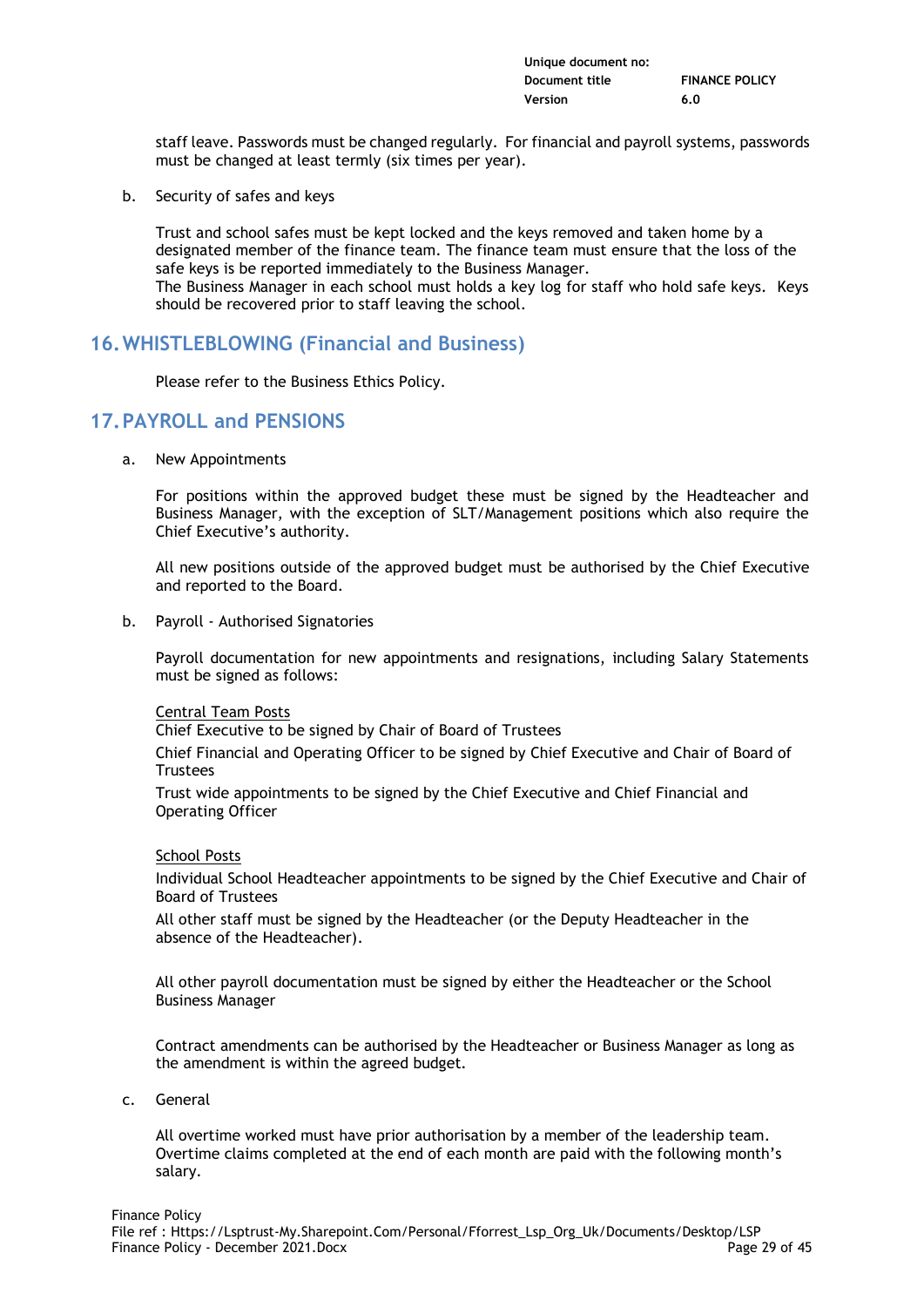staff leave. Passwords must be changed regularly. For financial and payroll systems, passwords must be changed at least termly (six times per year).

b. Security of safes and keys

Trust and school safes must be kept locked and the keys removed and taken home by a designated member of the finance team. The finance team must ensure that the loss of the safe keys is be reported immediately to the Business Manager.
The Business Manager in each school must holds a key log for staff who hold safe keys. Keys should be recovered prior to staff leaving the school.

## 16. WHISTLEBLOWING (Financial and Business)

Please refer to the Business Ethics Policy.

## 17. PAYROLL and PENSIONS

a. New Appointments

For positions within the approved budget these must be signed by the Headteacher and Business Manager, with the exception of SLT/Management positions which also require the Chief Executive's authority.

All new positions outside of the approved budget must be authorised by the Chief Executive and reported to the Board.

b. Payroll - Authorised Signatories

Payroll documentation for new appointments and resignations, including Salary Statements must be signed as follows:

Central Team Posts

Chief Executive to be signed by Chair of Board of Trustees

Chief Financial and Operating Officer to be signed by Chief Executive and Chair of Board of Trustees

Trust wide appointments to be signed by the Chief Executive and Chief Financial and Operating Officer

School Posts

Individual School Headteacher appointments to be signed by the Chief Executive and Chair of Board of Trustees

All other staff must be signed by the Headteacher (or the Deputy Headteacher in the absence of the Headteacher).

All other payroll documentation must be signed by either the Headteacher or the School Business Manager

Contract amendments can be authorised by the Headteacher or Business Manager as long as the amendment is within the agreed budget.

c. General

All overtime worked must have prior authorisation by a member of the leadership team. Overtime claims completed at the end of each month are paid with the following month's salary.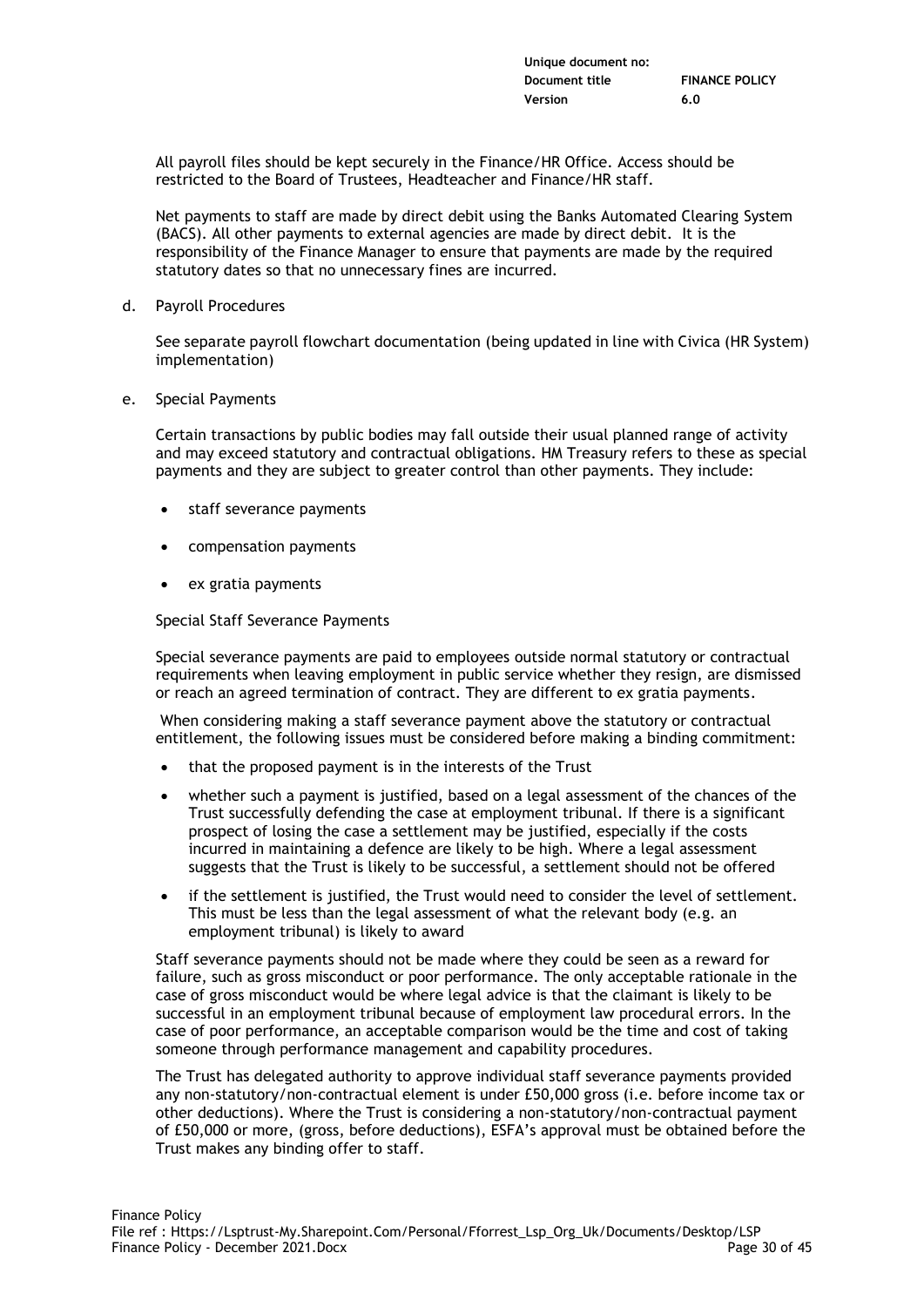All payroll files should be kept securely in the Finance/HR Office. Access should be restricted to the Board of Trustees, Headteacher and Finance/HR staff.

Net payments to staff are made by direct debit using the Banks Automated Clearing System (BACS). All other payments to external agencies are made by direct debit. It is the responsibility of the Finance Manager to ensure that payments are made by the required statutory dates so that no unnecessary fines are incurred.

d. Payroll Procedures

See separate payroll flowchart documentation (being updated in line with Civica (HR System) implementation)

e. Special Payments

Certain transactions by public bodies may fall outside their usual planned range of activity and may exceed statutory and contractual obligations. HM Treasury refers to these as special payments and they are subject to greater control than other payments. They include:

- staff severance payments
- compensation payments
- ex gratia payments

Special Staff Severance Payments

Special severance payments are paid to employees outside normal statutory or contractual requirements when leaving employment in public service whether they resign, are dismissed or reach an agreed termination of contract. They are different to ex gratia payments.

When considering making a staff severance payment above the statutory or contractual entitlement, the following issues must be considered before making a binding commitment:

- that the proposed payment is in the interests of the Trust
- whether such a payment is justified, based on a legal assessment of the chances of the Trust successfully defending the case at employment tribunal. If there is a significant prospect of losing the case a settlement may be justified, especially if the costs incurred in maintaining a defence are likely to be high. Where a legal assessment suggests that the Trust is likely to be successful, a settlement should not be offered
- if the settlement is justified, the Trust would need to consider the level of settlement. This must be less than the legal assessment of what the relevant body (e.g. an employment tribunal) is likely to award

Staff severance payments should not be made where they could be seen as a reward for failure, such as gross misconduct or poor performance. The only acceptable rationale in the case of gross misconduct would be where legal advice is that the claimant is likely to be successful in an employment tribunal because of employment law procedural errors. In the case of poor performance, an acceptable comparison would be the time and cost of taking someone through performance management and capability procedures.

The Trust has delegated authority to approve individual staff severance payments provided any non-statutory/non-contractual element is under £50,000 gross (i.e. before income tax or other deductions). Where the Trust is considering a non-statutory/non-contractual payment of £50,000 or more, (gross, before deductions), ESFA's approval must be obtained before the Trust makes any binding offer to staff.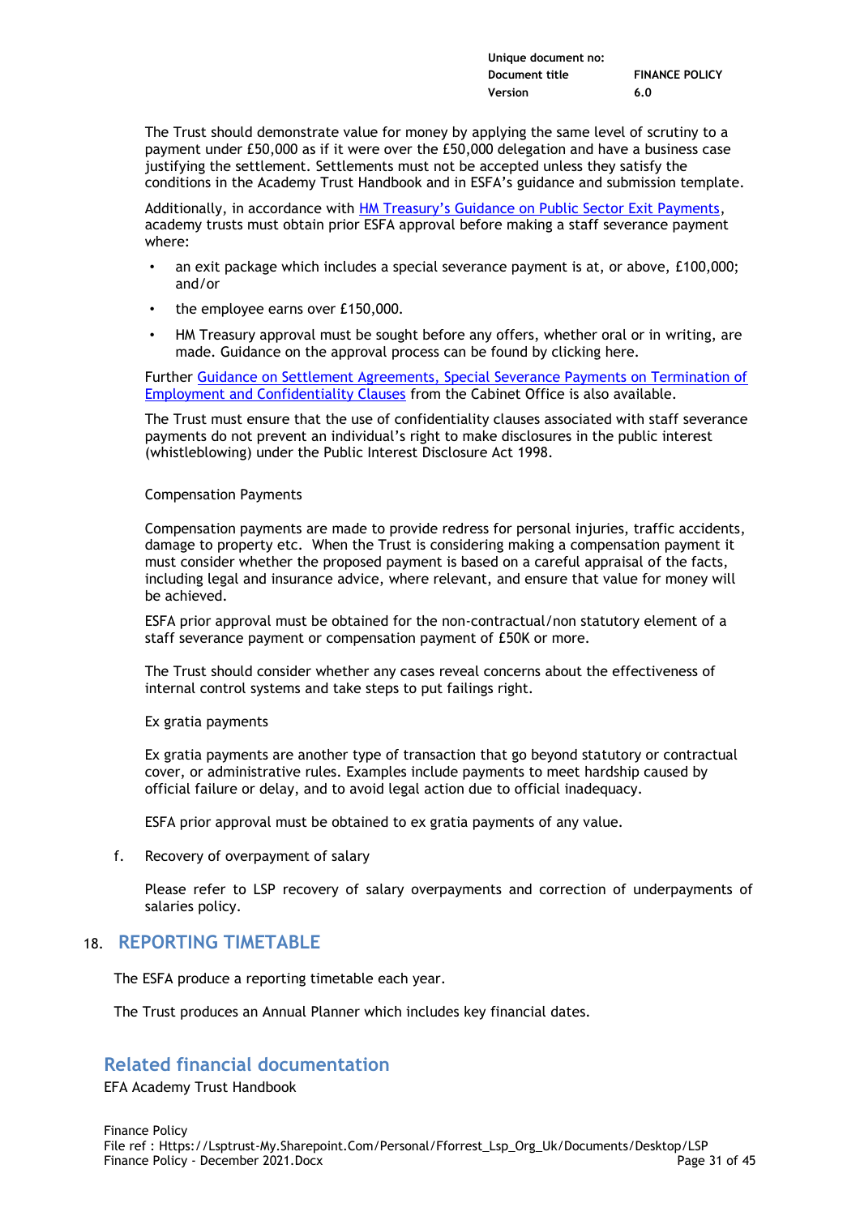The Trust should demonstrate value for money by applying the same level of scrutiny to a payment under £50,000 as if it were over the £50,000 delegation and have a business case justifying the settlement. Settlements must not be accepted unless they satisfy the conditions in the Academy Trust Handbook and in ESFA's guidance and submission template.

Additionally, in accordance with HM Treasury's Guidance on Public Sector Exit Payments, academy trusts must obtain prior ESFA approval before making a staff severance payment where:

- an exit package which includes a special severance payment is at, or above, £100,000; and/or
- the employee earns over £150,000.
- HM Treasury approval must be sought before any offers, whether oral or in writing, are made. Guidance on the approval process can be found by clicking here.

Further Guidance on Settlement Agreements, Special Severance Payments on Termination of Employment and Confidentiality Clauses from the Cabinet Office is also available.

The Trust must ensure that the use of confidentiality clauses associated with staff severance payments do not prevent an individual's right to make disclosures in the public interest (whistleblowing) under the Public Interest Disclosure Act 1998.

Compensation Payments

Compensation payments are made to provide redress for personal injuries, traffic accidents, damage to property etc. When the Trust is considering making a compensation payment it must consider whether the proposed payment is based on a careful appraisal of the facts, including legal and insurance advice, where relevant, and ensure that value for money will be achieved.

ESFA prior approval must be obtained for the non-contractual/non statutory element of a staff severance payment or compensation payment of £50K or more.

The Trust should consider whether any cases reveal concerns about the effectiveness of internal control systems and take steps to put failings right.

Ex gratia payments

Ex gratia payments are another type of transaction that go beyond statutory or contractual cover, or administrative rules. Examples include payments to meet hardship caused by official failure or delay, and to avoid legal action due to official inadequacy.

ESFA prior approval must be obtained to ex gratia payments of any value.

f. Recovery of overpayment of salary

Please refer to LSP recovery of salary overpayments and correction of underpayments of salaries policy.

## 18. REPORTING TIMETABLE

The ESFA produce a reporting timetable each year.

The Trust produces an Annual Planner which includes key financial dates.

## Related financial documentation

EFA Academy Trust Handbook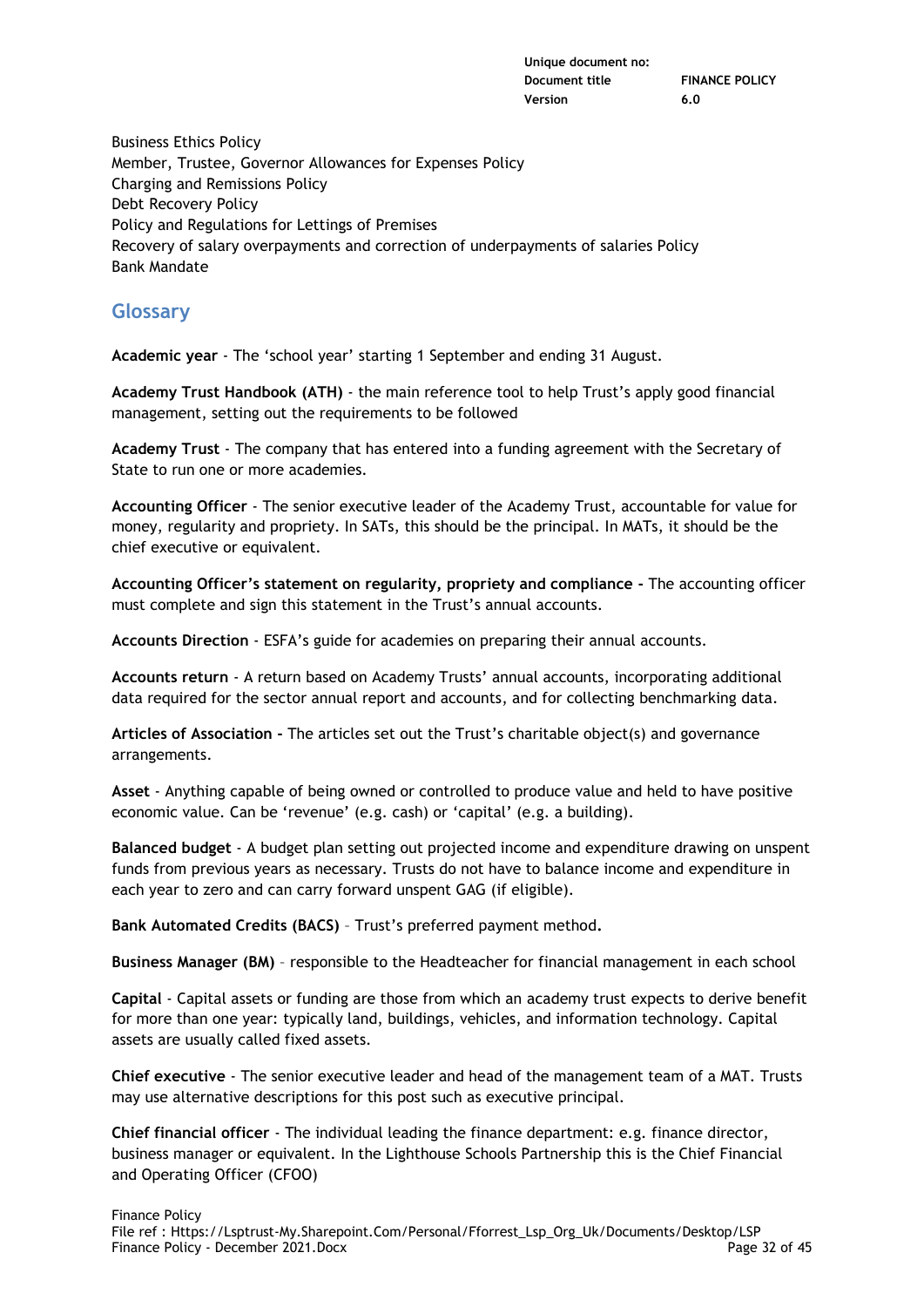Business Ethics Policy
Member, Trustee, Governor Allowances for Expenses Policy
Charging and Remissions Policy
Debt Recovery Policy
Policy and Regulations for Lettings of Premises
Recovery of salary overpayments and correction of underpayments of salaries Policy
Bank Mandate

## Glossary

**Academic year** - The 'school year' starting 1 September and ending 31 August.

**Academy Trust Handbook (ATH)** - the main reference tool to help Trust's apply good financial management, setting out the requirements to be followed

**Academy Trust** - The company that has entered into a funding agreement with the Secretary of State to run one or more academies.

**Accounting Officer** - The senior executive leader of the Academy Trust, accountable for value for money, regularity and propriety. In SATs, this should be the principal. In MATs, it should be the chief executive or equivalent.

**Accounting Officer's statement on regularity, propriety and compliance -** The accounting officer must complete and sign this statement in the Trust's annual accounts.

**Accounts Direction** - ESFA's guide for academies on preparing their annual accounts.

**Accounts return** - A return based on Academy Trusts' annual accounts, incorporating additional data required for the sector annual report and accounts, and for collecting benchmarking data.

**Articles of Association -** The articles set out the Trust's charitable object(s) and governance arrangements.

**Asset** - Anything capable of being owned or controlled to produce value and held to have positive economic value. Can be 'revenue' (e.g. cash) or 'capital' (e.g. a building).

**Balanced budget** - A budget plan setting out projected income and expenditure drawing on unspent funds from previous years as necessary. Trusts do not have to balance income and expenditure in each year to zero and can carry forward unspent GAG (if eligible).

**Bank Automated Credits (BACS)** – Trust's preferred payment method**.**

**Business Manager (BM)** – responsible to the Headteacher for financial management in each school

**Capital** - Capital assets or funding are those from which an academy trust expects to derive benefit for more than one year: typically land, buildings, vehicles, and information technology. Capital assets are usually called fixed assets.

**Chief executive** - The senior executive leader and head of the management team of a MAT. Trusts may use alternative descriptions for this post such as executive principal.

**Chief financial officer** - The individual leading the finance department: e.g. finance director, business manager or equivalent. In the Lighthouse Schools Partnership this is the Chief Financial and Operating Officer (CFOO)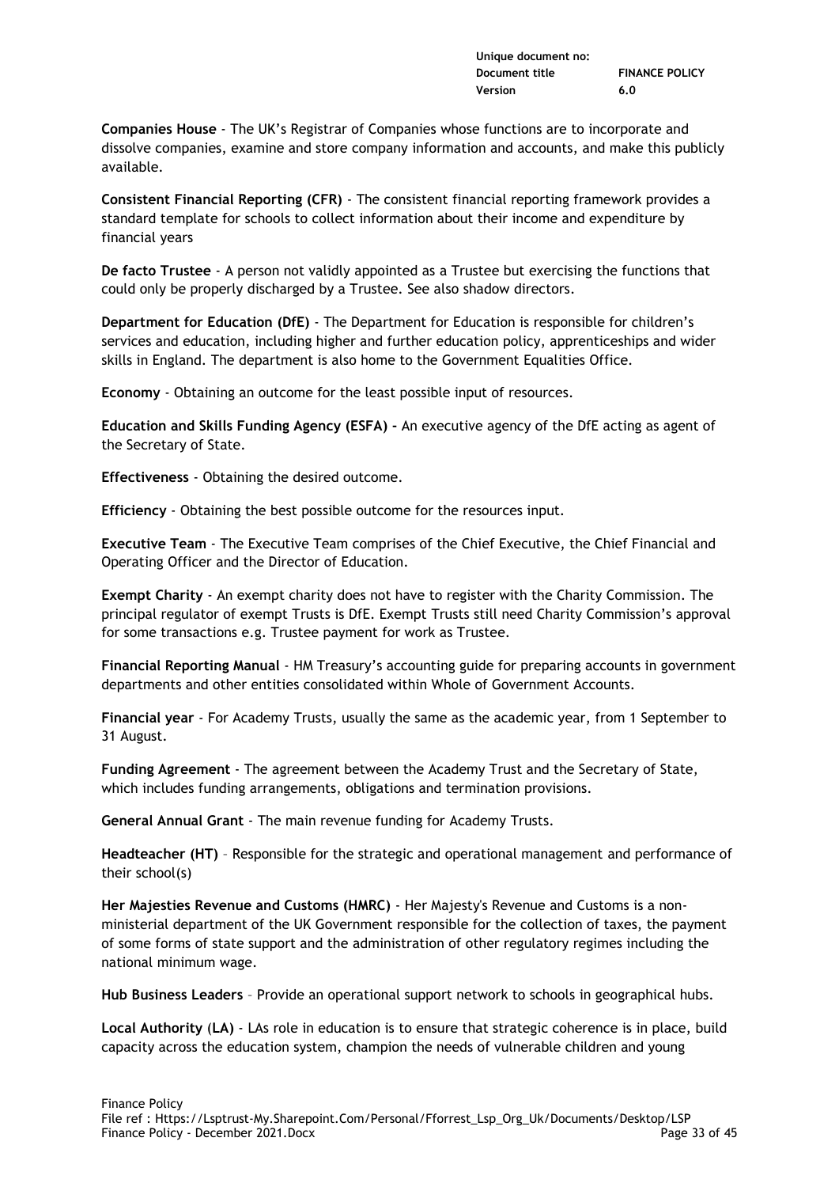**Companies House** - The UK's Registrar of Companies whose functions are to incorporate and dissolve companies, examine and store company information and accounts, and make this publicly available.

**Consistent Financial Reporting (CFR)** - The consistent financial reporting framework provides a standard template for schools to collect information about their income and expenditure by financial years

**De facto Trustee** - A person not validly appointed as a Trustee but exercising the functions that could only be properly discharged by a Trustee. See also shadow directors.

**Department for Education (DfE)** - The Department for Education is responsible for children's services and education, including higher and further education policy, apprenticeships and wider skills in England. The department is also home to the Government Equalities Office.

**Economy** - Obtaining an outcome for the least possible input of resources.

**Education and Skills Funding Agency (ESFA) -** An executive agency of the DfE acting as agent of the Secretary of State.

**Effectiveness** - Obtaining the desired outcome.

**Efficiency** - Obtaining the best possible outcome for the resources input.

**Executive Team** - The Executive Team comprises of the Chief Executive, the Chief Financial and Operating Officer and the Director of Education.

**Exempt Charity** - An exempt charity does not have to register with the Charity Commission. The principal regulator of exempt Trusts is DfE. Exempt Trusts still need Charity Commission's approval for some transactions e.g. Trustee payment for work as Trustee.

**Financial Reporting Manual** - HM Treasury's accounting guide for preparing accounts in government departments and other entities consolidated within Whole of Government Accounts.

**Financial year** - For Academy Trusts, usually the same as the academic year, from 1 September to 31 August.

**Funding Agreement** - The agreement between the Academy Trust and the Secretary of State, which includes funding arrangements, obligations and termination provisions.

**General Annual Grant** - The main revenue funding for Academy Trusts.

**Headteacher (HT)** – Responsible for the strategic and operational management and performance of their school(s)

**Her Majesties Revenue and Customs (HMRC)** - Her Majesty's Revenue and Customs is a non-ministerial department of the UK Government responsible for the collection of taxes, the payment of some forms of state support and the administration of other regulatory regimes including the national minimum wage.

**Hub Business Leaders** – Provide an operational support network to schools in geographical hubs.

**Local Authority (LA)** - LAs role in education is to ensure that strategic coherence is in place, build capacity across the education system, champion the needs of vulnerable children and young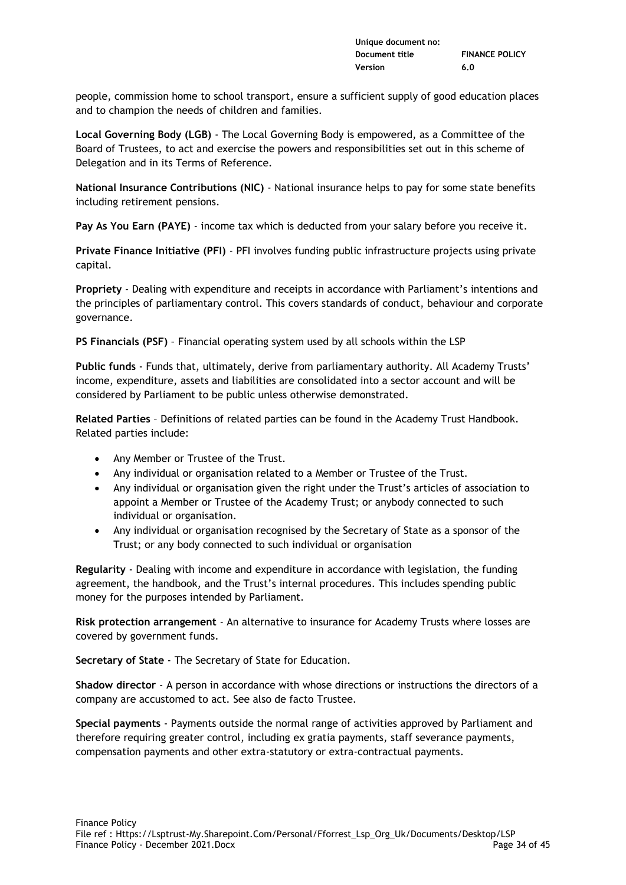people, commission home to school transport, ensure a sufficient supply of good education places and to champion the needs of children and families.

**Local Governing Body (LGB)** - The Local Governing Body is empowered, as a Committee of the Board of Trustees, to act and exercise the powers and responsibilities set out in this scheme of Delegation and in its Terms of Reference.

**National Insurance Contributions (NIC)** - National insurance helps to pay for some state benefits including retirement pensions.

**Pay As You Earn (PAYE)** - income tax which is deducted from your salary before you receive it.

**Private Finance Initiative (PFI)** - PFI involves funding public infrastructure projects using private capital.

**Propriety** - Dealing with expenditure and receipts in accordance with Parliament's intentions and the principles of parliamentary control. This covers standards of conduct, behaviour and corporate governance.

**PS Financials (PSF)** – Financial operating system used by all schools within the LSP

**Public funds** - Funds that, ultimately, derive from parliamentary authority. All Academy Trusts' income, expenditure, assets and liabilities are consolidated into a sector account and will be considered by Parliament to be public unless otherwise demonstrated.

**Related Parties** – Definitions of related parties can be found in the Academy Trust Handbook. Related parties include:

- Any Member or Trustee of the Trust.
- Any individual or organisation related to a Member or Trustee of the Trust.
- Any individual or organisation given the right under the Trust's articles of association to appoint a Member or Trustee of the Academy Trust; or anybody connected to such individual or organisation.
- Any individual or organisation recognised by the Secretary of State as a sponsor of the Trust; or any body connected to such individual or organisation

**Regularity** - Dealing with income and expenditure in accordance with legislation, the funding agreement, the handbook, and the Trust's internal procedures. This includes spending public money for the purposes intended by Parliament.

**Risk protection arrangement** - An alternative to insurance for Academy Trusts where losses are covered by government funds.

**Secretary of State** - The Secretary of State for Education.

**Shadow director** - A person in accordance with whose directions or instructions the directors of a company are accustomed to act. See also de facto Trustee.

**Special payments** - Payments outside the normal range of activities approved by Parliament and therefore requiring greater control, including ex gratia payments, staff severance payments, compensation payments and other extra-statutory or extra-contractual payments.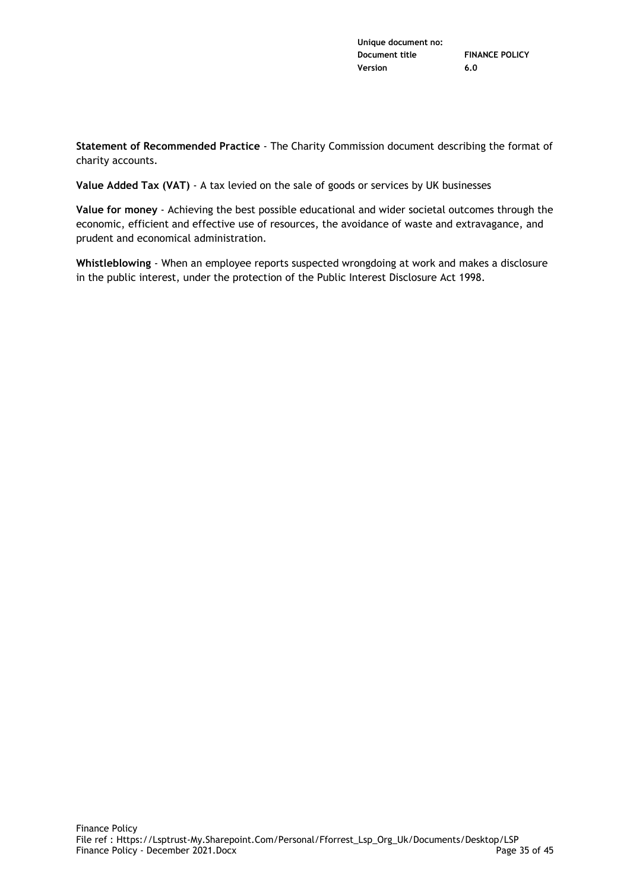**Statement of Recommended Practice** - The Charity Commission document describing the format of charity accounts.

**Value Added Tax (VAT)** - A tax levied on the sale of goods or services by UK businesses

**Value for money** - Achieving the best possible educational and wider societal outcomes through the economic, efficient and effective use of resources, the avoidance of waste and extravagance, and prudent and economical administration.

**Whistleblowing** - When an employee reports suspected wrongdoing at work and makes a disclosure in the public interest, under the protection of the Public Interest Disclosure Act 1998.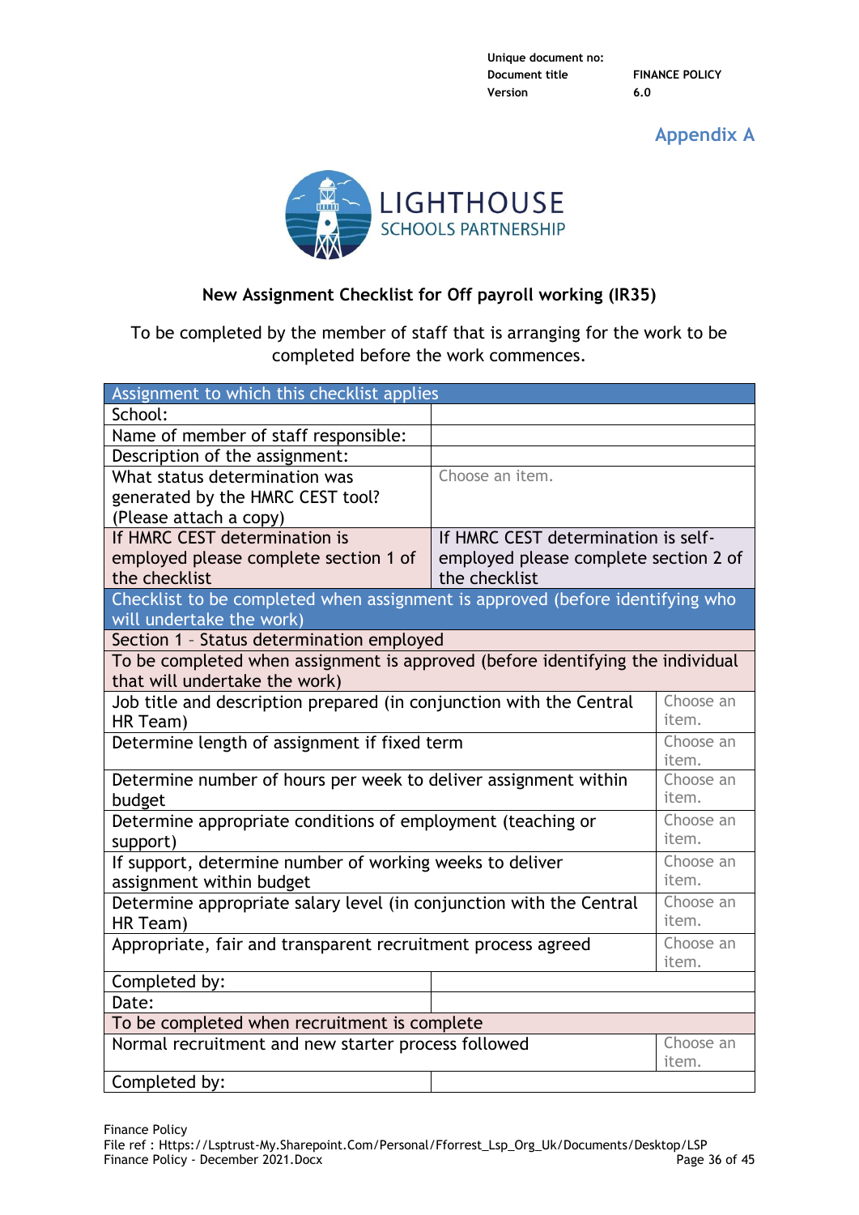## Appendix A

LIGHTHOUSE SCHOOLS PARTNERSHIP

**New Assignment Checklist for Off payroll working (IR35)**

To be completed by the member of staff that is arranging for the work to be completed before the work commences.

| Assignment to which this checklist applies | |
|---|---|
| School: | |
| Name of member of staff responsible: | |
| Description of the assignment: | |
| What status determination was generated by the HMRC CEST tool? (Please attach a copy) | Choose an item. |
| If HMRC CEST determination is employed please complete section 1 of the checklist | If HMRC CEST determination is self-employed please complete section 2 of the checklist |

| Checklist to be completed when assignment is approved (before identifying who will undertake the work) | |
|---|---|
| Section 1 – Status determination employed | |
| To be completed when assignment is approved (before identifying the individual that will undertake the work) | |
| Job title and description prepared (in conjunction with the Central HR Team) | Choose an item. |
| Determine length of assignment if fixed term | Choose an item. |
| Determine number of hours per week to deliver assignment within budget | Choose an item. |
| Determine appropriate conditions of employment (teaching or support) | Choose an item. |
| If support, determine number of working weeks to deliver assignment within budget | Choose an item. |
| Determine appropriate salary level (in conjunction with the Central HR Team) | Choose an item. |
| Appropriate, fair and transparent recruitment process agreed | Choose an item. |
| Completed by: | |
| Date: | |
| To be completed when recruitment is complete | |
| Normal recruitment and new starter process followed | Choose an item. |
| Completed by: | |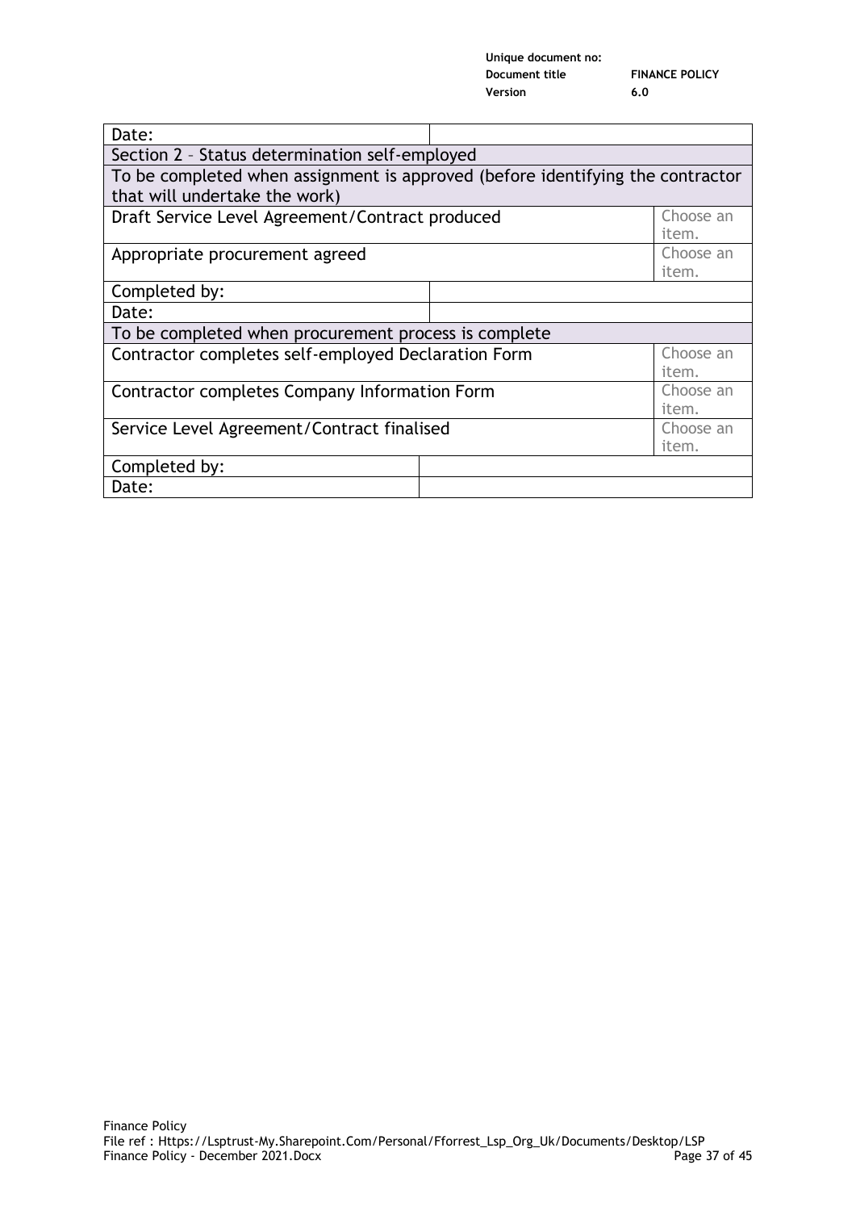| Date: | | |
|---|---|---|
| Section 2 – Status determination self-employed | | |
| To be completed when assignment is approved (before identifying the contractor that will undertake the work) | | |
| Draft Service Level Agreement/Contract produced | | Choose an item. |
| Appropriate procurement agreed | | Choose an item. |
| Completed by: | | |
| Date: | | |
| To be completed when procurement process is complete | | |
| Contractor completes self-employed Declaration Form | | Choose an item. |
| Contractor completes Company Information Form | | Choose an item. |
| Service Level Agreement/Contract finalised | | Choose an item. |
| Completed by: | | |
| Date: | | |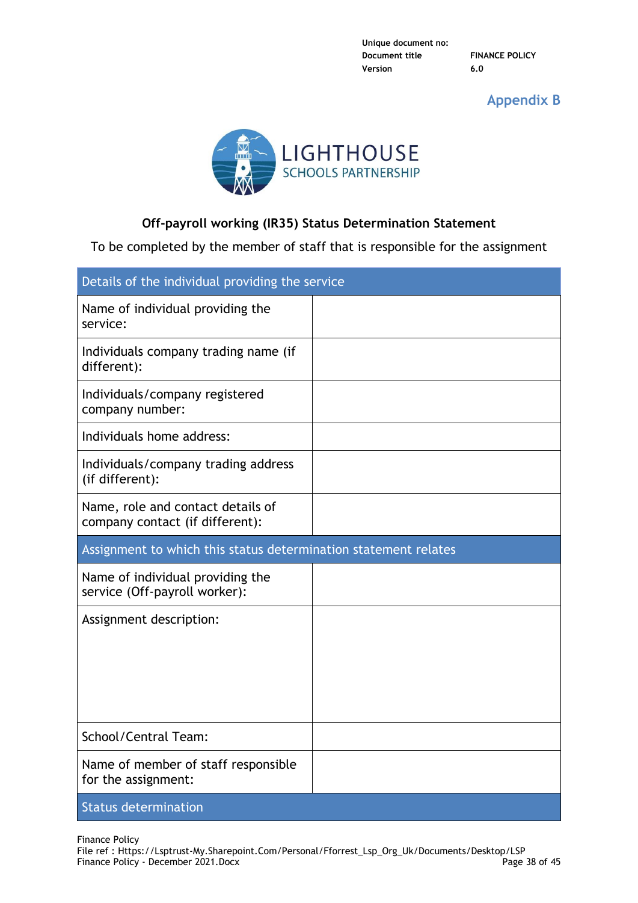| Unique document no: | |
|---|---|
| Document title | FINANCE POLICY |
| Version | 6.0 |

## Appendix B

LIGHTHOUSE SCHOOLS PARTNERSHIP

### Off-payroll working (IR35) Status Determination Statement

To be completed by the member of staff that is responsible for the assignment

| Details of the individual providing the service | |
|---|---|
| Name of individual providing the service: | |
| Individuals company trading name (if different): | |
| Individuals/company registered company number: | |
| Individuals home address: | |
| Individuals/company trading address (if different): | |
| Name, role and contact details of company contact (if different): | |
| **Assignment to which this status determination statement relates** | |
| Name of individual providing the service (Off-payroll worker): | |
| Assignment description: | |
| School/Central Team: | |
| Name of member of staff responsible for the assignment: | |
| **Status determination** | |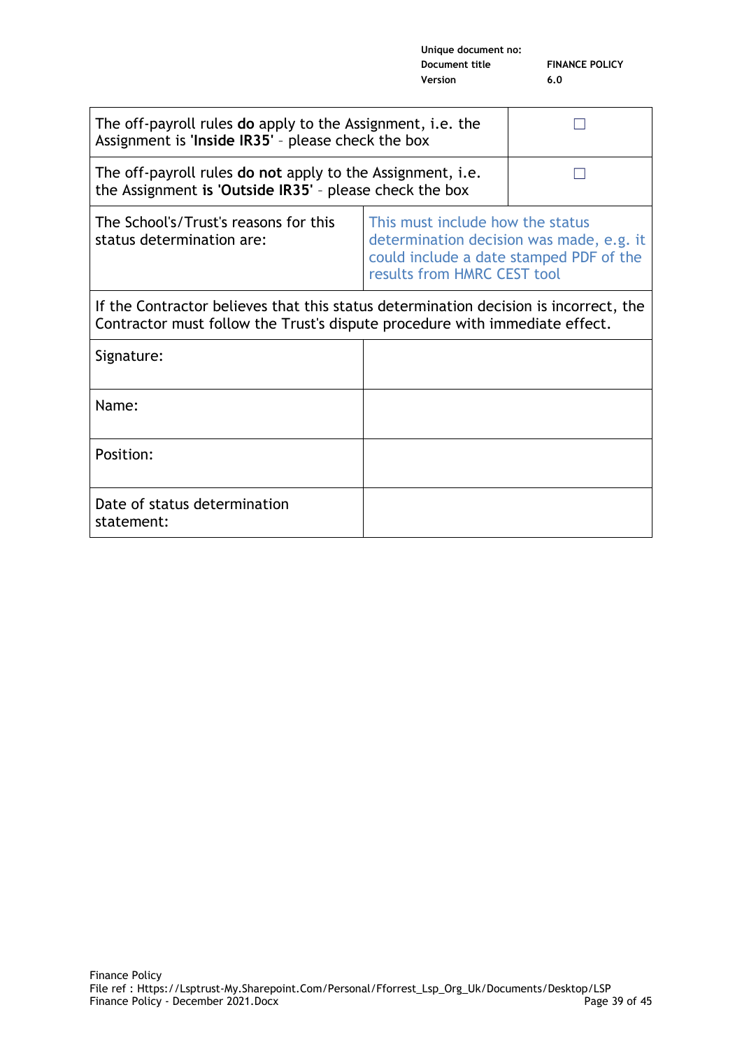| | |
|---|---|
| The off-payroll rules **do** apply to the Assignment, i.e. the Assignment is '**Inside IR35**' - please check the box | ☐ |
| The off-payroll rules **do not** apply to the Assignment, i.e. the Assignment **is** '**Outside IR35**' - please check the box | ☐ |
| The School's/Trust's reasons for this status determination are: | This must include how the status determination decision was made, e.g. it could include a date stamped PDF of the results from HMRC CEST tool |
| If the Contractor believes that this status determination decision is incorrect, the Contractor must follow the Trust's dispute procedure with immediate effect. | |
| Signature: | |
| Name: | |
| Position: | |
| Date of status determination statement: | |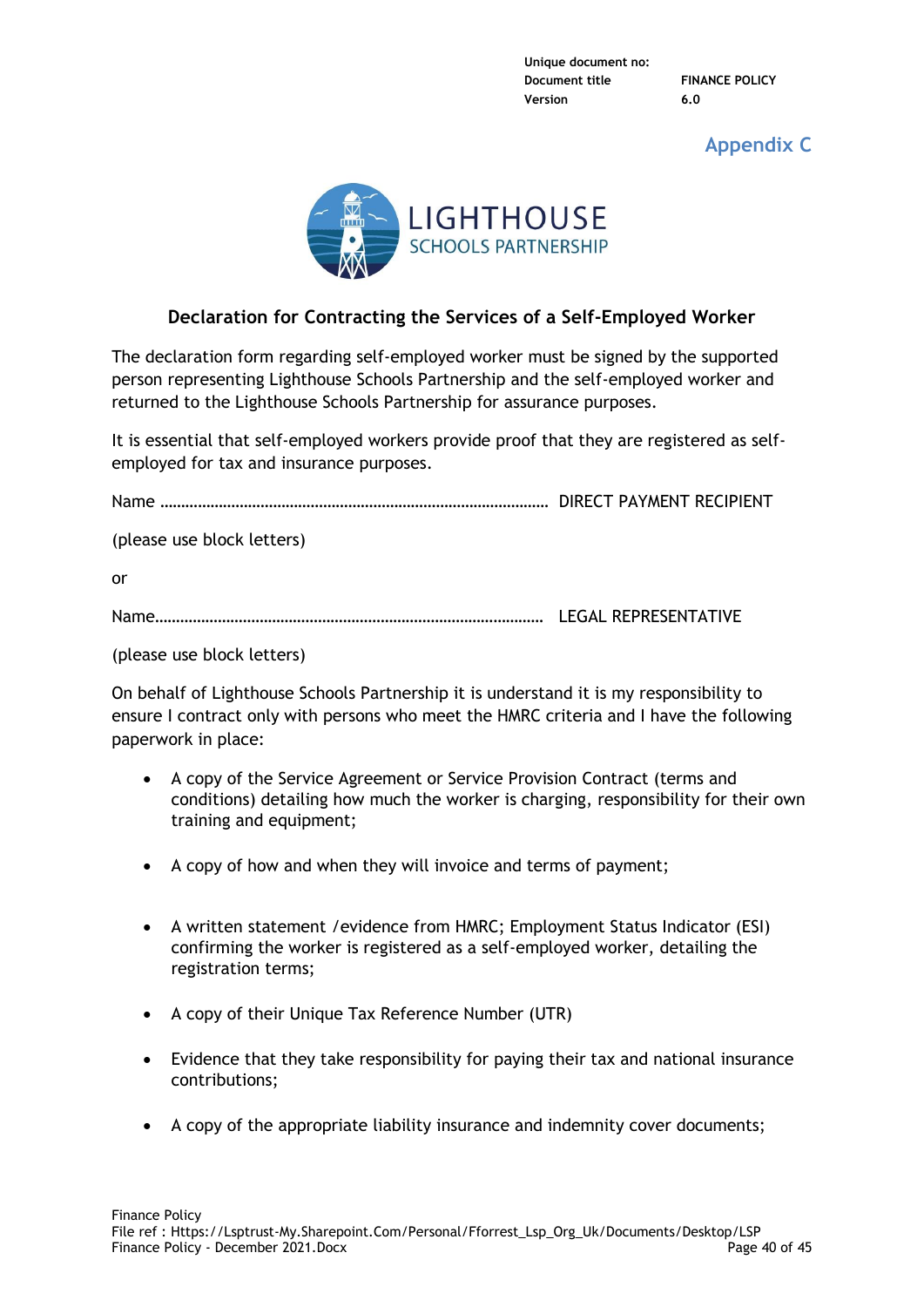# Appendix C

LIGHTHOUSE
SCHOOLS PARTNERSHIP

## Declaration for Contracting the Services of a Self-Employed Worker

The declaration form regarding self-employed worker must be signed by the supported person representing Lighthouse Schools Partnership and the self-employed worker and returned to the Lighthouse Schools Partnership for assurance purposes.

It is essential that self-employed workers provide proof that they are registered as self-employed for tax and insurance purposes.

Name ………………………………………………………………………………… DIRECT PAYMENT RECIPIENT

(please use block letters)

or

Name………………………………………………………………………………… LEGAL REPRESENTATIVE

(please use block letters)

On behalf of Lighthouse Schools Partnership it is understand it is my responsibility to ensure I contract only with persons who meet the HMRC criteria and I have the following paperwork in place:

- A copy of the Service Agreement or Service Provision Contract (terms and conditions) detailing how much the worker is charging, responsibility for their own training and equipment;
- A copy of how and when they will invoice and terms of payment;
- A written statement /evidence from HMRC; Employment Status Indicator (ESI) confirming the worker is registered as a self-employed worker, detailing the registration terms;
- A copy of their Unique Tax Reference Number (UTR)
- Evidence that they take responsibility for paying their tax and national insurance contributions;
- A copy of the appropriate liability insurance and indemnity cover documents;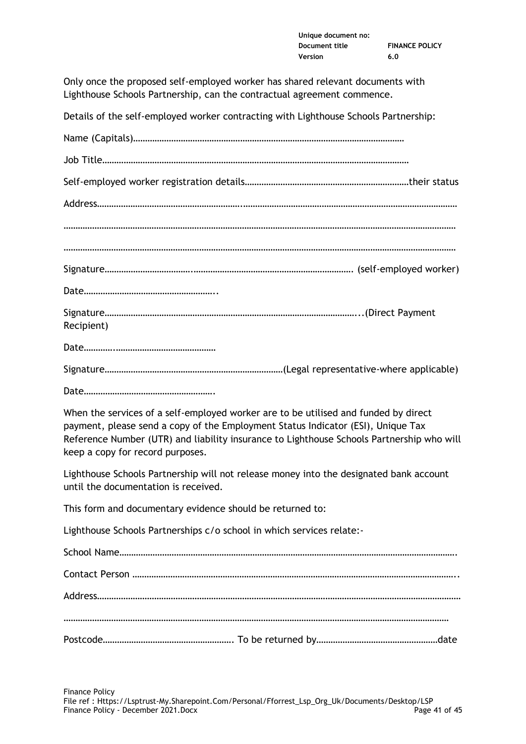Only once the proposed self-employed worker has shared relevant documents with Lighthouse Schools Partnership, can the contractual agreement commence.

Details of the self-employed worker contracting with Lighthouse Schools Partnership:

Name (Capitals)……………………………………………………………………………………………………

Job Title…………………………………………………………………………………………………………

Self-employed worker registration details……………………………………………………………their status

Address……………………………………………………..……………………………………………………………………

……………………………………………………………………………………………………………………………………

……………………………………………………………………………………………………………………………………

Signature………………………………..……………………………………………………………. (self-employed worker)

Date………………………………………………..

Signature……………………………………………………………………………………………..(Direct Payment Recipient)

Date………..……………………………………

Signature………………………………………………………………(Legal representative-where applicable)

Date……………………………………………….

When the services of a self-employed worker are to be utilised and funded by direct payment, please send a copy of the Employment Status Indicator (ESI), Unique Tax Reference Number (UTR) and liability insurance to Lighthouse Schools Partnership who will keep a copy for record purposes.

Lighthouse Schools Partnership will not release money into the designated bank account until the documentation is received.

This form and documentary evidence should be returned to:

Lighthouse Schools Partnerships c/o school in which services relate:-

School Name…………………………………………………………………………………………………………………….

Contact Person …………………………………………………………………………………………………………………..

Address……………………………………………………………………………………………………………………………

……………………………………………………………………………………………………………………………………

Postcode………………………………………………. To be returned by……………………………………………date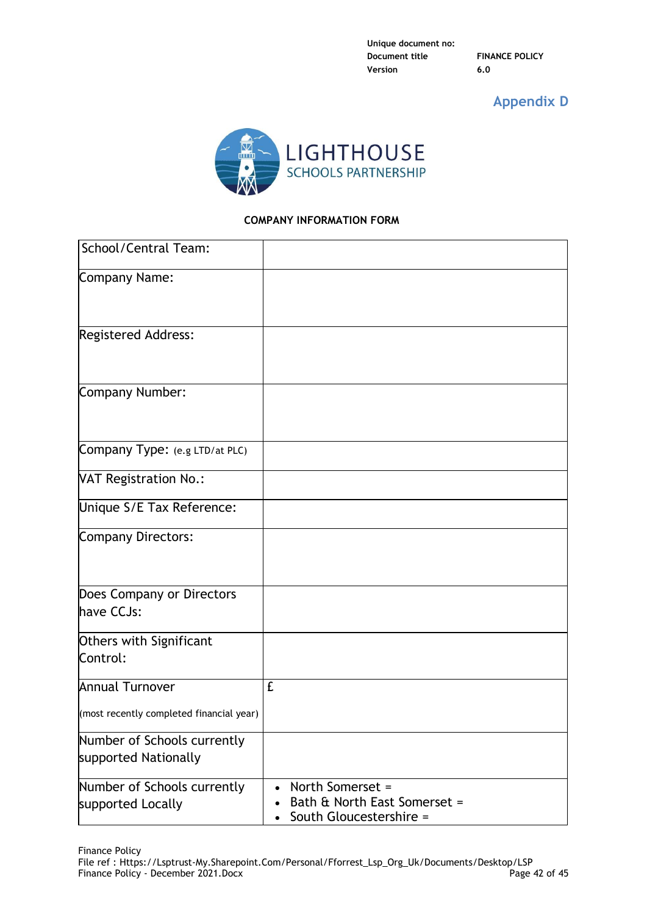## Appendix D

LIGHTHOUSE SCHOOLS PARTNERSHIP

**COMPANY INFORMATION FORM**

| | |
|---|---|
| School/Central Team: | |
| Company Name: | |
| Registered Address: | |
| Company Number: | |
| Company Type: (e.g LTD/at PLC) | |
| VAT Registration No.: | |
| Unique S/E Tax Reference: | |
| Company Directors: | |
| Does Company or Directors have CCJs: | |
| Others with Significant Control: | |
| Annual Turnover<br><br>(most recently completed financial year) | £ |
| Number of Schools currently supported Nationally | |
| Number of Schools currently supported Locally | • North Somerset =<br>• Bath & North East Somerset =<br>• South Gloucestershire = |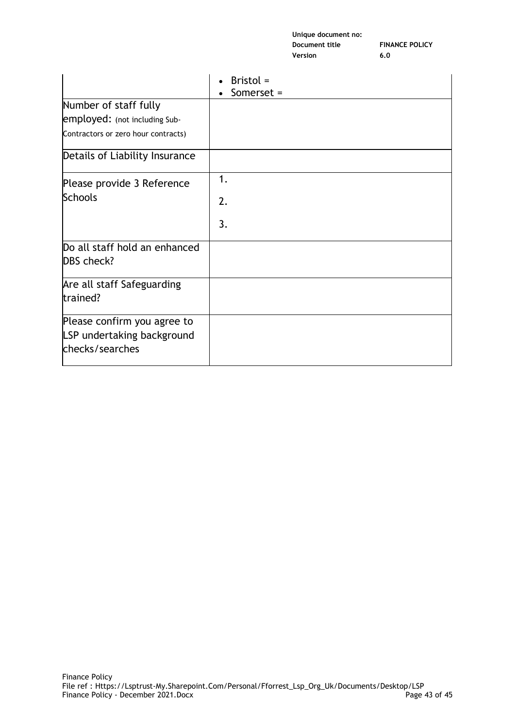| | |
|---|---|
| | • Bristol =<br>• Somerset = |
| Number of staff fully employed: (not including Sub-Contractors or zero hour contracts) | |
| Details of Liability Insurance | |
| Please provide 3 Reference Schools | 1.<br>2.<br>3. |
| Do all staff hold an enhanced DBS check? | |
| Are all staff Safeguarding trained? | |
| Please confirm you agree to LSP undertaking background checks/searches | |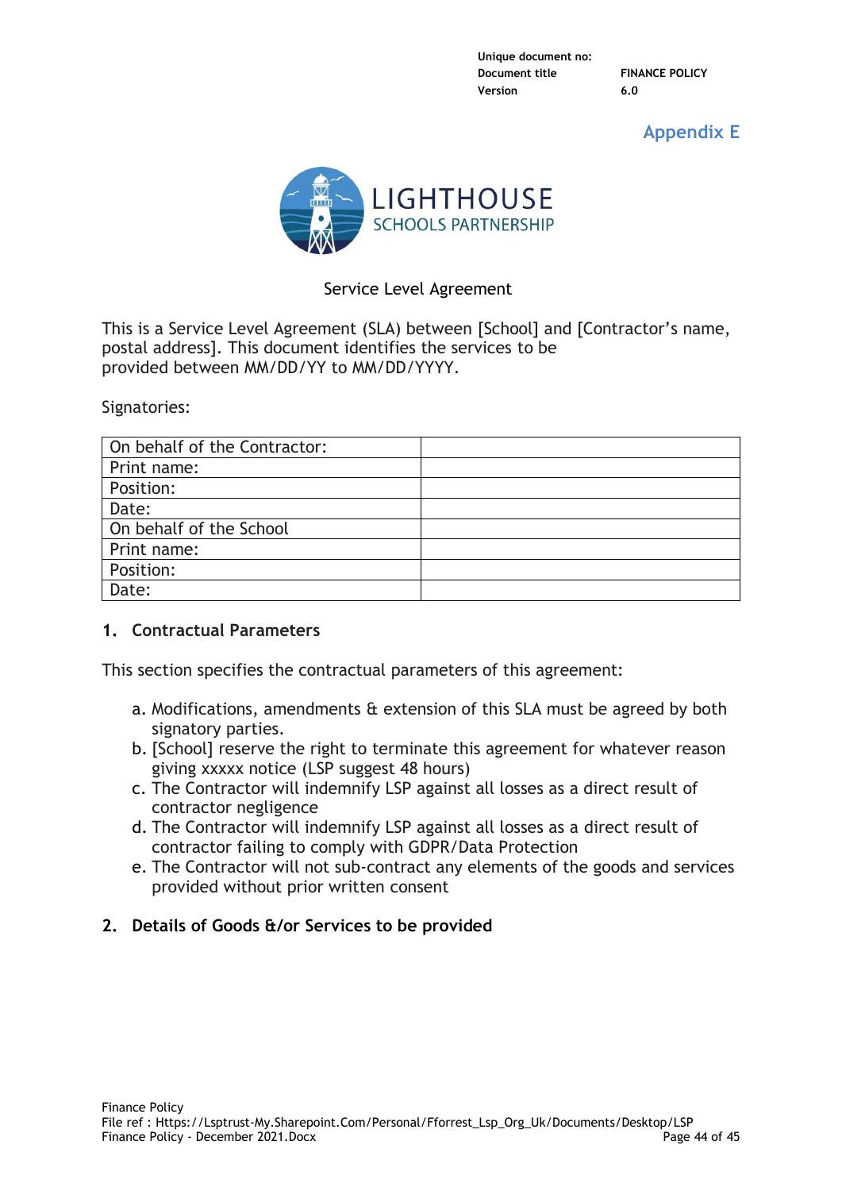## Appendix E

LIGHTHOUSE SCHOOLS PARTNERSHIP

Service Level Agreement

This is a Service Level Agreement (SLA) between [School] and [Contractor's name, postal address]. This document identifies the services to be provided between MM/DD/YY to MM/DD/YYYY.

Signatories:

| On behalf of the Contractor: | |
|---|---|
| Print name: | |
| Position: | |
| Date: | |
| On behalf of the School | |
| Print name: | |
| Position: | |
| Date: | |

### 1. Contractual Parameters

This section specifies the contractual parameters of this agreement:

a. Modifications, amendments & extension of this SLA must be agreed by both signatory parties.
b. [School] reserve the right to terminate this agreement for whatever reason giving xxxxx notice (LSP suggest 48 hours)
c. The Contractor will indemnify LSP against all losses as a direct result of contractor negligence
d. The Contractor will indemnify LSP against all losses as a direct result of contractor failing to comply with GDPR/Data Protection
e. The Contractor will not sub-contract any elements of the goods and services provided without prior written consent

### 2. Details of Goods &/or Services to be provided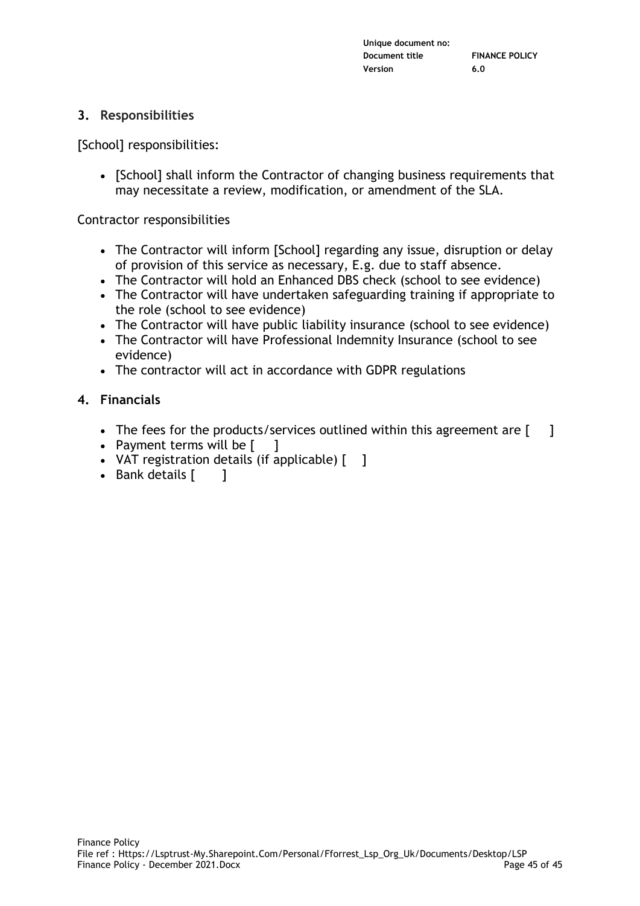## 3. Responsibilities

[School] responsibilities:

- [School] shall inform the Contractor of changing business requirements that may necessitate a review, modification, or amendment of the SLA.

Contractor responsibilities

- The Contractor will inform [School] regarding any issue, disruption or delay of provision of this service as necessary, E.g. due to staff absence.
- The Contractor will hold an Enhanced DBS check (school to see evidence)
- The Contractor will have undertaken safeguarding training if appropriate to the role (school to see evidence)
- The Contractor will have public liability insurance (school to see evidence)
- The Contractor will have Professional Indemnity Insurance (school to see evidence)
- The contractor will act in accordance with GDPR regulations

## 4. Financials

- The fees for the products/services outlined within this agreement are [ ]
- Payment terms will be [ ]
- VAT registration details (if applicable) [ ]
- Bank details [ ]